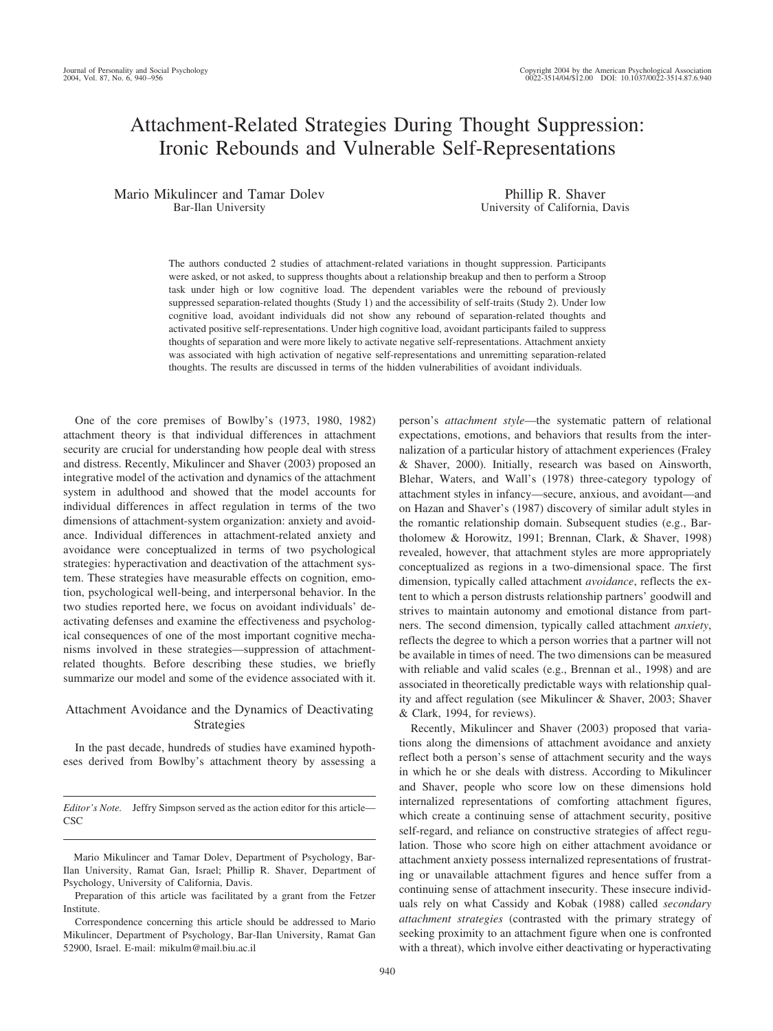# Attachment-Related Strategies During Thought Suppression: Ironic Rebounds and Vulnerable Self-Representations

Mario Mikulincer and Tamar Dolev
Bar-Ilan University

Phillip R. Shaver
University of California, Davis

The authors conducted 2 studies of attachment-related variations in thought suppression. Participants were asked, or not asked, to suppress thoughts about a relationship breakup and then to perform a Stroop task under high or low cognitive load. The dependent variables were the rebound of previously suppressed separation-related thoughts (Study 1) and the accessibility of self-traits (Study 2). Under low cognitive load, avoidant individuals did not show any rebound of separation-related thoughts and activated positive self-representations. Under high cognitive load, avoidant participants failed to suppress thoughts of separation and were more likely to activate negative self-representations. Attachment anxiety was associated with high activation of negative self-representations and unremitting separation-related thoughts. The results are discussed in terms of the hidden vulnerabilities of avoidant individuals.

One of the core premises of Bowlby's (1973, 1980, 1982) attachment theory is that individual differences in attachment security are crucial for understanding how people deal with stress and distress. Recently, Mikulincer and Shaver (2003) proposed an integrative model of the activation and dynamics of the attachment system in adulthood and showed that the model accounts for individual differences in affect regulation in terms of the two dimensions of attachment-system organization: anxiety and avoidance. Individual differences in attachment-related anxiety and avoidance were conceptualized in terms of two psychological strategies: hyperactivation and deactivation of the attachment system. These strategies have measurable effects on cognition, emotion, psychological well-being, and interpersonal behavior. In the two studies reported here, we focus on avoidant individuals' deactivating defenses and examine the effectiveness and psychological consequences of one of the most important cognitive mechanisms involved in these strategies—suppression of attachment-related thoughts. Before describing these studies, we briefly summarize our model and some of the evidence associated with it.

## Attachment Avoidance and the Dynamics of Deactivating Strategies

In the past decade, hundreds of studies have examined hypotheses derived from Bowlby's attachment theory by assessing a person's *attachment style*—the systematic pattern of relational expectations, emotions, and behaviors that results from the internalization of a particular history of attachment experiences (Fraley & Shaver, 2000). Initially, research was based on Ainsworth, Blehar, Waters, and Wall's (1978) three-category typology of attachment styles in infancy—secure, anxious, and avoidant—and on Hazan and Shaver's (1987) discovery of similar adult styles in the romantic relationship domain. Subsequent studies (e.g., Bartholomew & Horowitz, 1991; Brennan, Clark, & Shaver, 1998) revealed, however, that attachment styles are more appropriately conceptualized as regions in a two-dimensional space. The first dimension, typically called attachment *avoidance*, reflects the extent to which a person distrusts relationship partners' goodwill and strives to maintain autonomy and emotional distance from partners. The second dimension, typically called attachment *anxiety*, reflects the degree to which a person worries that a partner will not be available in times of need. The two dimensions can be measured with reliable and valid scales (e.g., Brennan et al., 1998) and are associated in theoretically predictable ways with relationship quality and affect regulation (see Mikulincer & Shaver, 2003; Shaver & Clark, 1994, for reviews).

Recently, Mikulincer and Shaver (2003) proposed that variations along the dimensions of attachment avoidance and anxiety reflect both a person's sense of attachment security and the ways in which he or she deals with distress. According to Mikulincer and Shaver, people who score low on these dimensions hold internalized representations of comforting attachment figures, which create a continuing sense of attachment security, positive self-regard, and reliance on constructive strategies of affect regulation. Those who score high on either attachment avoidance or attachment anxiety possess internalized representations of frustrating or unavailable attachment figures and hence suffer from a continuing sense of attachment insecurity. These insecure individuals rely on what Cassidy and Kobak (1988) called *secondary attachment strategies* (contrasted with the primary strategy of seeking proximity to an attachment figure when one is confronted with a threat), which involve either deactivating or hyperactivating

*Editor's Note.* Jeffry Simpson served as the action editor for this article—CSC

Mario Mikulincer and Tamar Dolev, Department of Psychology, Bar-Ilan University, Ramat Gan, Israel; Phillip R. Shaver, Department of Psychology, University of California, Davis.

Preparation of this article was facilitated by a grant from the Fetzer Institute.

Correspondence concerning this article should be addressed to Mario Mikulincer, Department of Psychology, Bar-Ilan University, Ramat Gan 52900, Israel. E-mail: mikulm@mail.biu.ac.il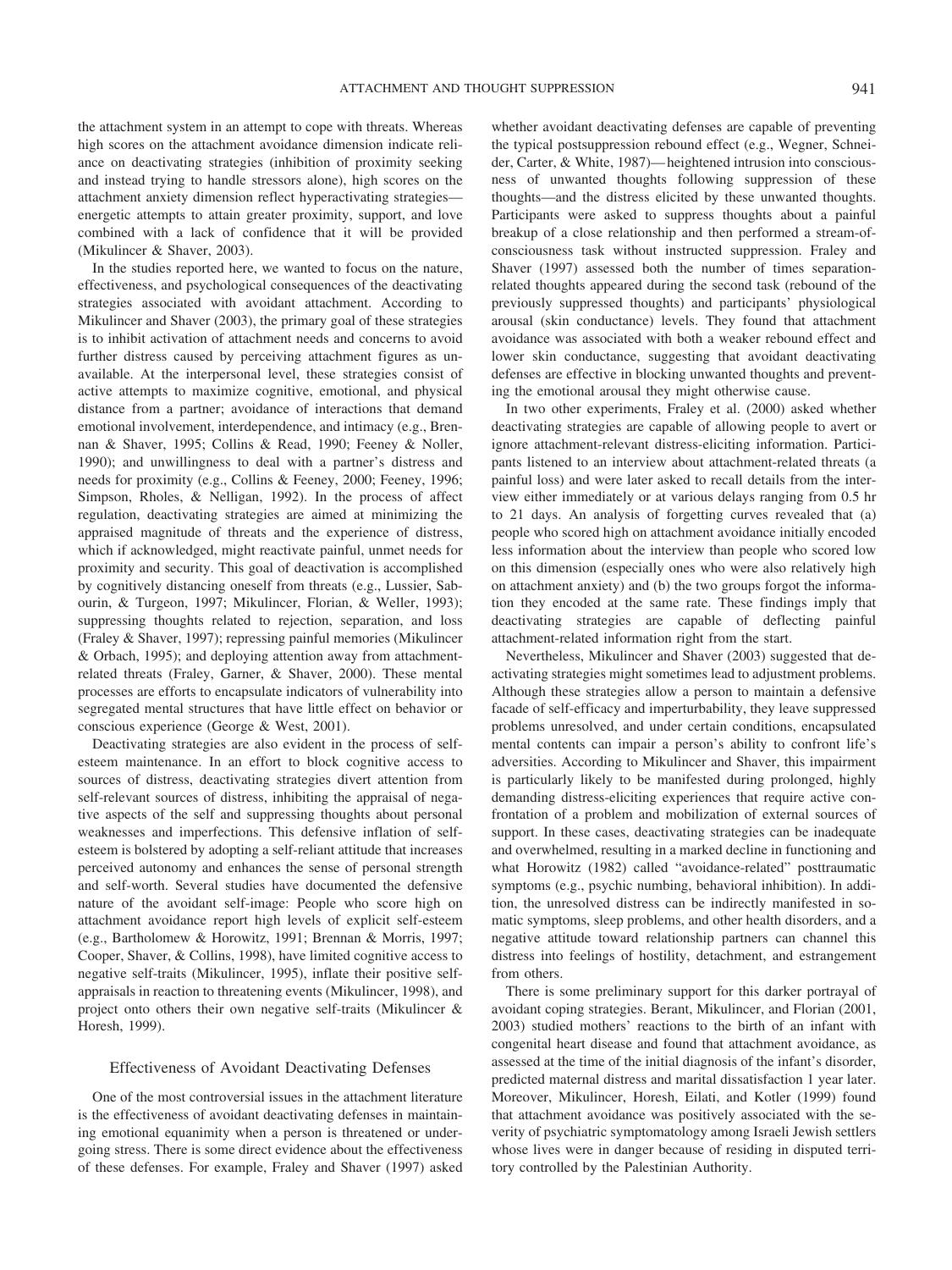the attachment system in an attempt to cope with threats. Whereas high scores on the attachment avoidance dimension indicate reliance on deactivating strategies (inhibition of proximity seeking and instead trying to handle stressors alone), high scores on the attachment anxiety dimension reflect hyperactivating strategies—energetic attempts to attain greater proximity, support, and love combined with a lack of confidence that it will be provided (Mikulincer & Shaver, 2003).

In the studies reported here, we wanted to focus on the nature, effectiveness, and psychological consequences of the deactivating strategies associated with avoidant attachment. According to Mikulincer and Shaver (2003), the primary goal of these strategies is to inhibit activation of attachment needs and concerns to avoid further distress caused by perceiving attachment figures as unavailable. At the interpersonal level, these strategies consist of active attempts to maximize cognitive, emotional, and physical distance from a partner; avoidance of interactions that demand emotional involvement, interdependence, and intimacy (e.g., Brennan & Shaver, 1995; Collins & Read, 1990; Feeney & Noller, 1990); and unwillingness to deal with a partner's distress and needs for proximity (e.g., Collins & Feeney, 2000; Feeney, 1996; Simpson, Rholes, & Nelligan, 1992). In the process of affect regulation, deactivating strategies are aimed at minimizing the appraised magnitude of threats and the experience of distress, which if acknowledged, might reactivate painful, unmet needs for proximity and security. This goal of deactivation is accomplished by cognitively distancing oneself from threats (e.g., Lussier, Sabourin, & Turgeon, 1997; Mikulincer, Florian, & Weller, 1993); suppressing thoughts related to rejection, separation, and loss (Fraley & Shaver, 1997); repressing painful memories (Mikulincer & Orbach, 1995); and deploying attention away from attachment-related threats (Fraley, Garner, & Shaver, 2000). These mental processes are efforts to encapsulate indicators of vulnerability into segregated mental structures that have little effect on behavior or conscious experience (George & West, 2001).

Deactivating strategies are also evident in the process of self-esteem maintenance. In an effort to block cognitive access to sources of distress, deactivating strategies divert attention from self-relevant sources of distress, inhibiting the appraisal of negative aspects of the self and suppressing thoughts about personal weaknesses and imperfections. This defensive inflation of self-esteem is bolstered by adopting a self-reliant attitude that increases perceived autonomy and enhances the sense of personal strength and self-worth. Several studies have documented the defensive nature of the avoidant self-image: People who score high on attachment avoidance report high levels of explicit self-esteem (e.g., Bartholomew & Horowitz, 1991; Brennan & Morris, 1997; Cooper, Shaver, & Collins, 1998), have limited cognitive access to negative self-traits (Mikulincer, 1995), inflate their positive self-appraisals in reaction to threatening events (Mikulincer, 1998), and project onto others their own negative self-traits (Mikulincer & Horesh, 1999).

## Effectiveness of Avoidant Deactivating Defenses

One of the most controversial issues in the attachment literature is the effectiveness of avoidant deactivating defenses in maintaining emotional equanimity when a person is threatened or undergoing stress. There is some direct evidence about the effectiveness of these defenses. For example, Fraley and Shaver (1997) asked whether avoidant deactivating defenses are capable of preventing the typical postsuppression rebound effect (e.g., Wegner, Schneider, Carter, & White, 1987)—heightened intrusion into consciousness of unwanted thoughts following suppression of these thoughts—and the distress elicited by these unwanted thoughts. Participants were asked to suppress thoughts about a painful breakup of a close relationship and then performed a stream-of-consciousness task without instructed suppression. Fraley and Shaver (1997) assessed both the number of times separation-related thoughts appeared during the second task (rebound of the previously suppressed thoughts) and participants' physiological arousal (skin conductance) levels. They found that attachment avoidance was associated with both a weaker rebound effect and lower skin conductance, suggesting that avoidant deactivating defenses are effective in blocking unwanted thoughts and preventing the emotional arousal they might otherwise cause.

In two other experiments, Fraley et al. (2000) asked whether deactivating strategies are capable of allowing people to avert or ignore attachment-relevant distress-eliciting information. Participants listened to an interview about attachment-related threats (a painful loss) and were later asked to recall details from the interview either immediately or at various delays ranging from 0.5 hr to 21 days. An analysis of forgetting curves revealed that (a) people who scored high on attachment avoidance initially encoded less information about the interview than people who scored low on this dimension (especially ones who were also relatively high on attachment anxiety) and (b) the two groups forgot the information they encoded at the same rate. These findings imply that deactivating strategies are capable of deflecting painful attachment-related information right from the start.

Nevertheless, Mikulincer and Shaver (2003) suggested that deactivating strategies might sometimes lead to adjustment problems. Although these strategies allow a person to maintain a defensive facade of self-efficacy and imperturbability, they leave suppressed problems unresolved, and under certain conditions, encapsulated mental contents can impair a person's ability to confront life's adversities. According to Mikulincer and Shaver, this impairment is particularly likely to be manifested during prolonged, highly demanding distress-eliciting experiences that require active confrontation of a problem and mobilization of external sources of support. In these cases, deactivating strategies can be inadequate and overwhelmed, resulting in a marked decline in functioning and what Horowitz (1982) called "avoidance-related" posttraumatic symptoms (e.g., psychic numbing, behavioral inhibition). In addition, the unresolved distress can be indirectly manifested in somatic symptoms, sleep problems, and other health disorders, and a negative attitude toward relationship partners can channel this distress into feelings of hostility, detachment, and estrangement from others.

There is some preliminary support for this darker portrayal of avoidant coping strategies. Berant, Mikulincer, and Florian (2001, 2003) studied mothers' reactions to the birth of an infant with congenital heart disease and found that attachment avoidance, as assessed at the time of the initial diagnosis of the infant's disorder, predicted maternal distress and marital dissatisfaction 1 year later. Moreover, Mikulincer, Horesh, Eilati, and Kotler (1999) found that attachment avoidance was positively associated with the severity of psychiatric symptomatology among Israeli Jewish settlers whose lives were in danger because of residing in disputed territory controlled by the Palestinian Authority.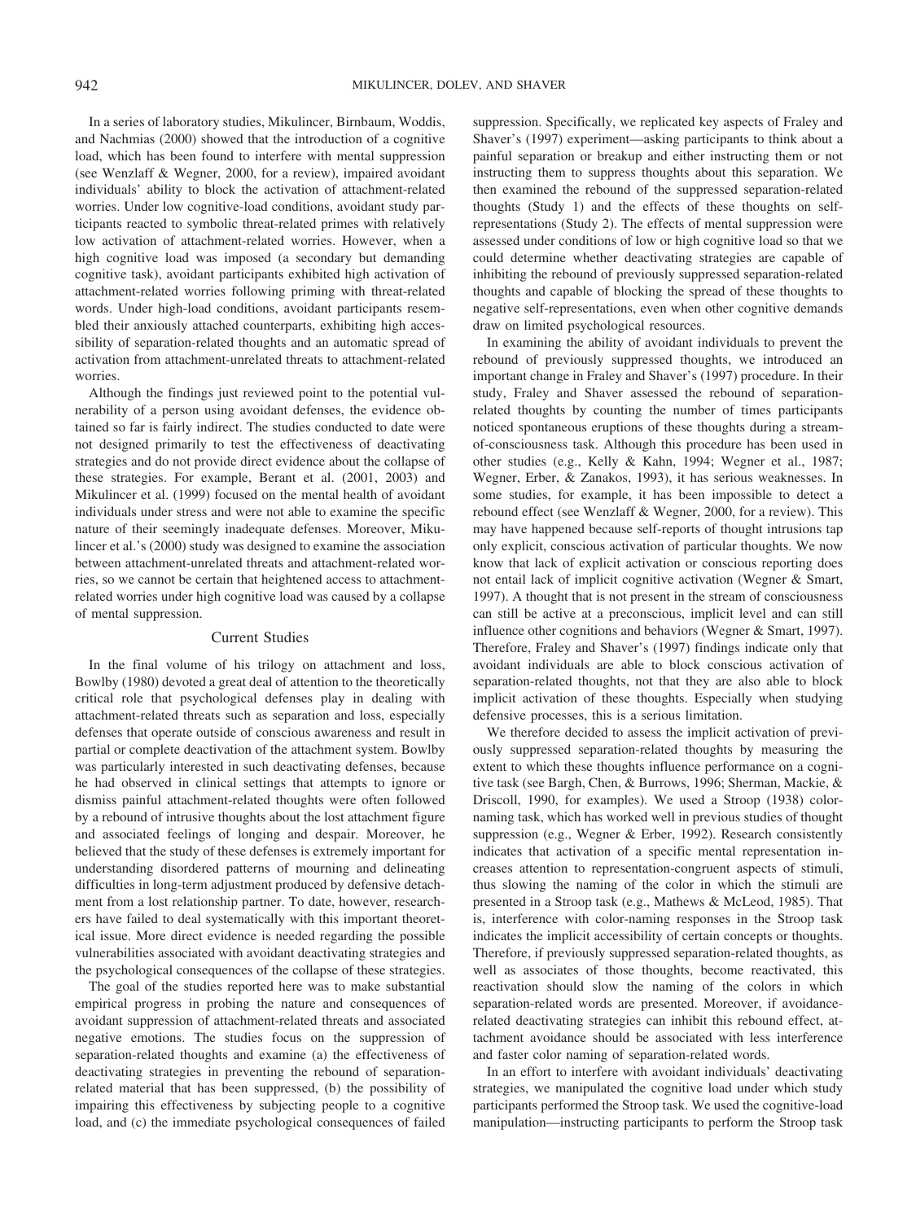In a series of laboratory studies, Mikulincer, Birnbaum, Woddis, and Nachmias (2000) showed that the introduction of a cognitive load, which has been found to interfere with mental suppression (see Wenzlaff & Wegner, 2000, for a review), impaired avoidant individuals' ability to block the activation of attachment-related worries. Under low cognitive-load conditions, avoidant study participants reacted to symbolic threat-related primes with relatively low activation of attachment-related worries. However, when a high cognitive load was imposed (a secondary but demanding cognitive task), avoidant participants exhibited high activation of attachment-related worries following priming with threat-related words. Under high-load conditions, avoidant participants resembled their anxiously attached counterparts, exhibiting high accessibility of separation-related thoughts and an automatic spread of activation from attachment-unrelated threats to attachment-related worries.

Although the findings just reviewed point to the potential vulnerability of a person using avoidant defenses, the evidence obtained so far is fairly indirect. The studies conducted to date were not designed primarily to test the effectiveness of deactivating strategies and do not provide direct evidence about the collapse of these strategies. For example, Berant et al. (2001, 2003) and Mikulincer et al. (1999) focused on the mental health of avoidant individuals under stress and were not able to examine the specific nature of their seemingly inadequate defenses. Moreover, Mikulincer et al.'s (2000) study was designed to examine the association between attachment-unrelated threats and attachment-related worries, so we cannot be certain that heightened access to attachment-related worries under high cognitive load was caused by a collapse of mental suppression.

## Current Studies

In the final volume of his trilogy on attachment and loss, Bowlby (1980) devoted a great deal of attention to the theoretically critical role that psychological defenses play in dealing with attachment-related threats such as separation and loss, especially defenses that operate outside of conscious awareness and result in partial or complete deactivation of the attachment system. Bowlby was particularly interested in such deactivating defenses, because he had observed in clinical settings that attempts to ignore or dismiss painful attachment-related thoughts were often followed by a rebound of intrusive thoughts about the lost attachment figure and associated feelings of longing and despair. Moreover, he believed that the study of these defenses is extremely important for understanding disordered patterns of mourning and delineating difficulties in long-term adjustment produced by defensive detachment from a lost relationship partner. To date, however, researchers have failed to deal systematically with this important theoretical issue. More direct evidence is needed regarding the possible vulnerabilities associated with avoidant deactivating strategies and the psychological consequences of the collapse of these strategies.

The goal of the studies reported here was to make substantial empirical progress in probing the nature and consequences of avoidant suppression of attachment-related threats and associated negative emotions. The studies focus on the suppression of separation-related thoughts and examine (a) the effectiveness of deactivating strategies in preventing the rebound of separation-related material that has been suppressed, (b) the possibility of impairing this effectiveness by subjecting people to a cognitive load, and (c) the immediate psychological consequences of failed suppression. Specifically, we replicated key aspects of Fraley and Shaver's (1997) experiment—asking participants to think about a painful separation or breakup and either instructing them or not instructing them to suppress thoughts about this separation. We then examined the rebound of the suppressed separation-related thoughts (Study 1) and the effects of these thoughts on self-representations (Study 2). The effects of mental suppression were assessed under conditions of low or high cognitive load so that we could determine whether deactivating strategies are capable of inhibiting the rebound of previously suppressed separation-related thoughts and capable of blocking the spread of these thoughts to negative self-representations, even when other cognitive demands draw on limited psychological resources.

In examining the ability of avoidant individuals to prevent the rebound of previously suppressed thoughts, we introduced an important change in Fraley and Shaver's (1997) procedure. In their study, Fraley and Shaver assessed the rebound of separation-related thoughts by counting the number of times participants noticed spontaneous eruptions of these thoughts during a stream-of-consciousness task. Although this procedure has been used in other studies (e.g., Kelly & Kahn, 1994; Wegner et al., 1987; Wegner, Erber, & Zanakos, 1993), it has serious weaknesses. In some studies, for example, it has been impossible to detect a rebound effect (see Wenzlaff & Wegner, 2000, for a review). This may have happened because self-reports of thought intrusions tap only explicit, conscious activation of particular thoughts. We now know that lack of explicit activation or conscious reporting does not entail lack of implicit cognitive activation (Wegner & Smart, 1997). A thought that is not present in the stream of consciousness can still be active at a preconscious, implicit level and can still influence other cognitions and behaviors (Wegner & Smart, 1997). Therefore, Fraley and Shaver's (1997) findings indicate only that avoidant individuals are able to block conscious activation of separation-related thoughts, not that they are also able to block implicit activation of these thoughts. Especially when studying defensive processes, this is a serious limitation.

We therefore decided to assess the implicit activation of previously suppressed separation-related thoughts by measuring the extent to which these thoughts influence performance on a cognitive task (see Bargh, Chen, & Burrows, 1996; Sherman, Mackie, & Driscoll, 1990, for examples). We used a Stroop (1938) color-naming task, which has worked well in previous studies of thought suppression (e.g., Wegner & Erber, 1992). Research consistently indicates that activation of a specific mental representation increases attention to representation-congruent aspects of stimuli, thus slowing the naming of the color in which the stimuli are presented in a Stroop task (e.g., Mathews & McLeod, 1985). That is, interference with color-naming responses in the Stroop task indicates the implicit accessibility of certain concepts or thoughts. Therefore, if previously suppressed separation-related thoughts, as well as associates of those thoughts, become reactivated, this reactivation should slow the naming of the colors in which separation-related words are presented. Moreover, if avoidance-related deactivating strategies can inhibit this rebound effect, attachment avoidance should be associated with less interference and faster color naming of separation-related words.

In an effort to interfere with avoidant individuals' deactivating strategies, we manipulated the cognitive load under which study participants performed the Stroop task. We used the cognitive-load manipulation—instructing participants to perform the Stroop task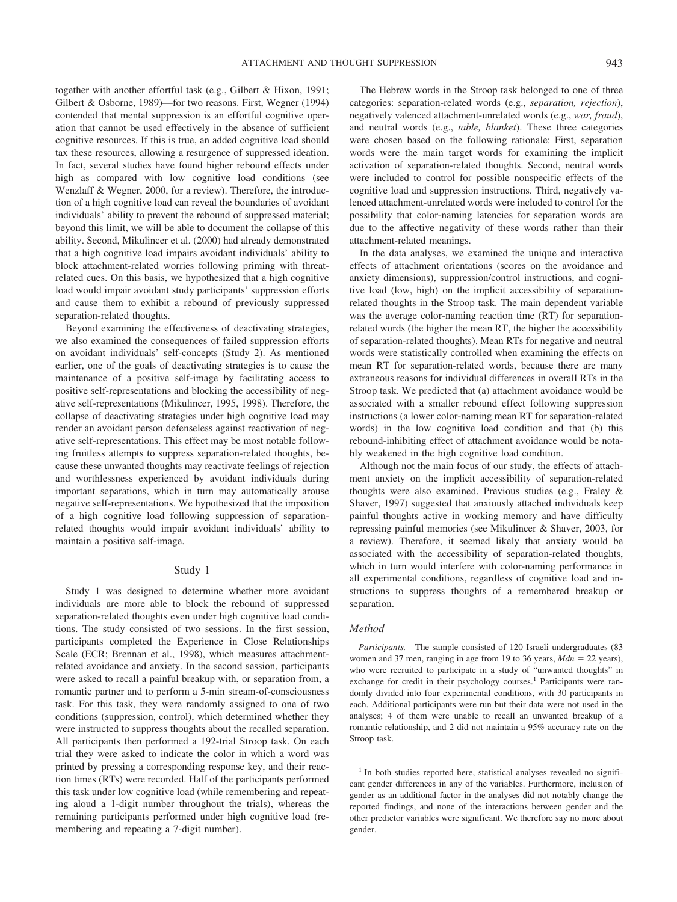together with another effortful task (e.g., Gilbert & Hixon, 1991; Gilbert & Osborne, 1989)—for two reasons. First, Wegner (1994) contended that mental suppression is an effortful cognitive operation that cannot be used effectively in the absence of sufficient cognitive resources. If this is true, an added cognitive load should tax these resources, allowing a resurgence of suppressed ideation. In fact, several studies have found higher rebound effects under high as compared with low cognitive load conditions (see Wenzlaff & Wegner, 2000, for a review). Therefore, the introduction of a high cognitive load can reveal the boundaries of avoidant individuals' ability to prevent the rebound of suppressed material; beyond this limit, we will be able to document the collapse of this ability. Second, Mikulincer et al. (2000) had already demonstrated that a high cognitive load impairs avoidant individuals' ability to block attachment-related worries following priming with threat-related cues. On this basis, we hypothesized that a high cognitive load would impair avoidant study participants' suppression efforts and cause them to exhibit a rebound of previously suppressed separation-related thoughts.

Beyond examining the effectiveness of deactivating strategies, we also examined the consequences of failed suppression efforts on avoidant individuals' self-concepts (Study 2). As mentioned earlier, one of the goals of deactivating strategies is to cause the maintenance of a positive self-image by facilitating access to positive self-representations and blocking the accessibility of negative self-representations (Mikulincer, 1995, 1998). Therefore, the collapse of deactivating strategies under high cognitive load may render an avoidant person defenseless against reactivation of negative self-representations. This effect may be most notable following fruitless attempts to suppress separation-related thoughts, because these unwanted thoughts may reactivate feelings of rejection and worthlessness experienced by avoidant individuals during important separations, which in turn may automatically arouse negative self-representations. We hypothesized that the imposition of a high cognitive load following suppression of separation-related thoughts would impair avoidant individuals' ability to maintain a positive self-image.

## Study 1

Study 1 was designed to determine whether more avoidant individuals are more able to block the rebound of suppressed separation-related thoughts even under high cognitive load conditions. The study consisted of two sessions. In the first session, participants completed the Experience in Close Relationships Scale (ECR; Brennan et al., 1998), which measures attachment-related avoidance and anxiety. In the second session, participants were asked to recall a painful breakup with, or separation from, a romantic partner and to perform a 5-min stream-of-consciousness task. For this task, they were randomly assigned to one of two conditions (suppression, control), which determined whether they were instructed to suppress thoughts about the recalled separation. All participants then performed a 192-trial Stroop task. On each trial they were asked to indicate the color in which a word was printed by pressing a corresponding response key, and their reaction times (RTs) were recorded. Half of the participants performed this task under low cognitive load (while remembering and repeating aloud a 1-digit number throughout the trials), whereas the remaining participants performed under high cognitive load (remembering and repeating a 7-digit number).

The Hebrew words in the Stroop task belonged to one of three categories: separation-related words (e.g., *separation, rejection*), negatively valenced attachment-unrelated words (e.g., *war, fraud*), and neutral words (e.g., *table, blanket*). These three categories were chosen based on the following rationale: First, separation words were the main target words for examining the implicit activation of separation-related thoughts. Second, neutral words were included to control for possible nonspecific effects of the cognitive load and suppression instructions. Third, negatively valenced attachment-unrelated words were included to control for the possibility that color-naming latencies for separation words are due to the affective negativity of these words rather than their attachment-related meanings.

In the data analyses, we examined the unique and interactive effects of attachment orientations (scores on the avoidance and anxiety dimensions), suppression/control instructions, and cognitive load (low, high) on the implicit accessibility of separation-related thoughts in the Stroop task. The main dependent variable was the average color-naming reaction time (RT) for separation-related words (the higher the mean RT, the higher the accessibility of separation-related thoughts). Mean RTs for negative and neutral words were statistically controlled when examining the effects on mean RT for separation-related words, because there are many extraneous reasons for individual differences in overall RTs in the Stroop task. We predicted that (a) attachment avoidance would be associated with a smaller rebound effect following suppression instructions (a lower color-naming mean RT for separation-related words) in the low cognitive load condition and that (b) this rebound-inhibiting effect of attachment avoidance would be notably weakened in the high cognitive load condition.

Although not the main focus of our study, the effects of attachment anxiety on the implicit accessibility of separation-related thoughts were also examined. Previous studies (e.g., Fraley & Shaver, 1997) suggested that anxiously attached individuals keep painful thoughts active in working memory and have difficulty repressing painful memories (see Mikulincer & Shaver, 2003, for a review). Therefore, it seemed likely that anxiety would be associated with the accessibility of separation-related thoughts, which in turn would interfere with color-naming performance in all experimental conditions, regardless of cognitive load and instructions to suppress thoughts of a remembered breakup or separation.

### Method

*Participants.* The sample consisted of 120 Israeli undergraduates (83 women and 37 men, ranging in age from 19 to 36 years, $Mdn = 22$ years), who were recruited to participate in a study of "unwanted thoughts" in exchange for credit in their psychology courses.[1] Participants were randomly divided into four experimental conditions, with 30 participants in each. Additional participants were run but their data were not used in the analyses; 4 of them were unable to recall an unwanted breakup of a romantic relationship, and 2 did not maintain a 95% accuracy rate on the Stroop task.

[1] In both studies reported here, statistical analyses revealed no significant gender differences in any of the variables. Furthermore, inclusion of gender as an additional factor in the analyses did not notably change the reported findings, and none of the interactions between gender and the other predictor variables were significant. We therefore say no more about gender.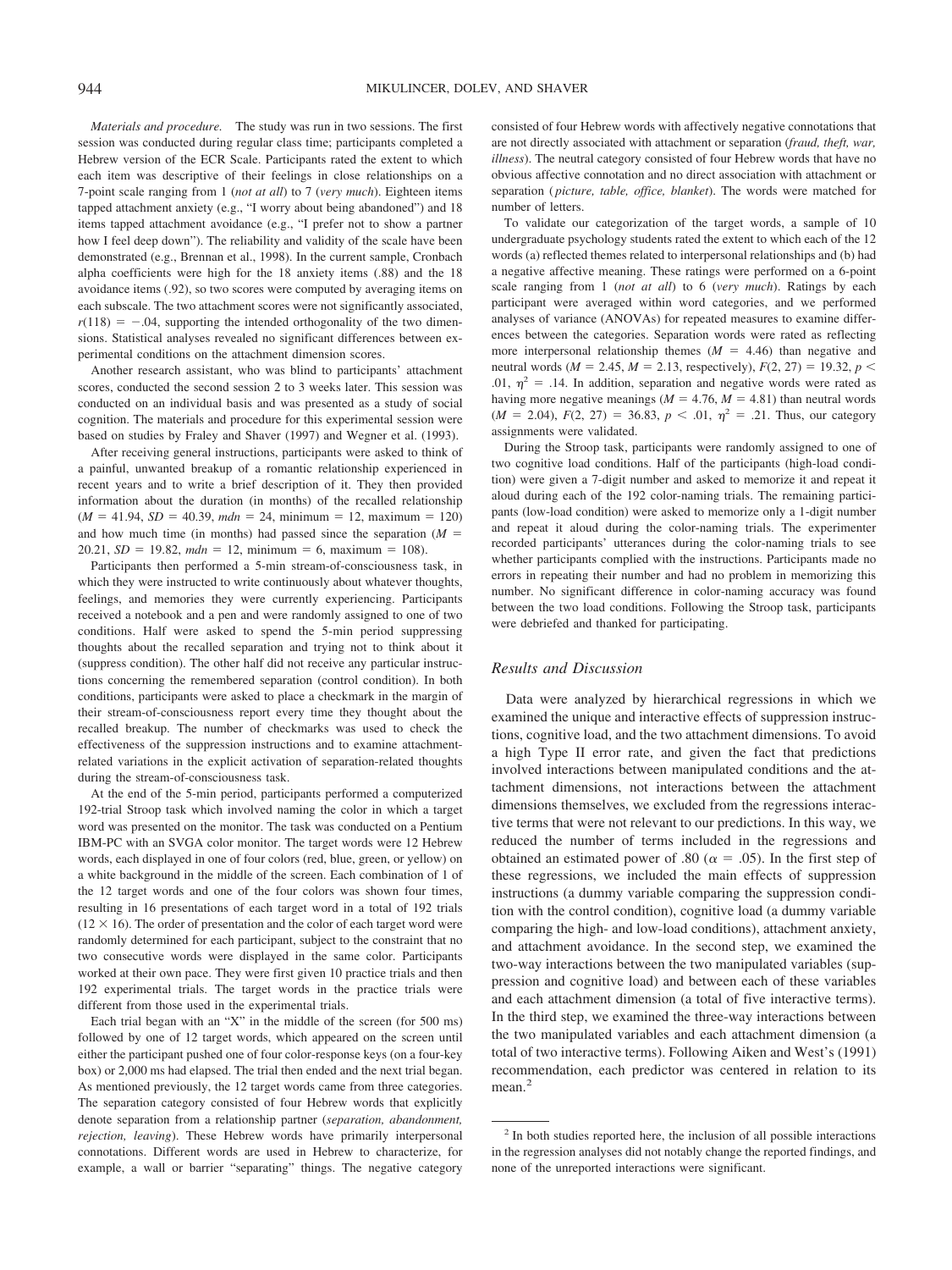*Materials and procedure.* The study was run in two sessions. The first session was conducted during regular class time; participants completed a Hebrew version of the ECR Scale. Participants rated the extent to which each item was descriptive of their feelings in close relationships on a 7-point scale ranging from 1 (*not at all*) to 7 (*very much*). Eighteen items tapped attachment anxiety (e.g., "I worry about being abandoned") and 18 items tapped attachment avoidance (e.g., "I prefer not to show a partner how I feel deep down"). The reliability and validity of the scale have been demonstrated (e.g., Brennan et al., 1998). In the current sample, Cronbach alpha coefficients were high for the 18 anxiety items (.88) and the 18 avoidance items (.92), so two scores were computed by averaging items on each subscale. The two attachment scores were not significantly associated, $r(118) = -.04$, supporting the intended orthogonality of the two dimensions. Statistical analyses revealed no significant differences between experimental conditions on the attachment dimension scores.

Another research assistant, who was blind to participants' attachment scores, conducted the second session 2 to 3 weeks later. This session was conducted on an individual basis and was presented as a study of social cognition. The materials and procedure for this experimental session were based on studies by Fraley and Shaver (1997) and Wegner et al. (1993).

After receiving general instructions, participants were asked to think of a painful, unwanted breakup of a romantic relationship experienced in recent years and to write a brief description of it. They then provided information about the duration (in months) of the recalled relationship ($M = 41.94$, $SD = 40.39$, $mdn = 24$, minimum = 12, maximum = 120) and how much time (in months) had passed since the separation ($M = 20.21$, $SD = 19.82$, $mdn = 12$, minimum = 6, maximum = 108).

Participants then performed a 5-min stream-of-consciousness task, in which they were instructed to write continuously about whatever thoughts, feelings, and memories they were currently experiencing. Participants received a notebook and a pen and were randomly assigned to one of two conditions. Half were asked to spend the 5-min period suppressing thoughts about the recalled separation and trying not to think about it (suppress condition). The other half did not receive any particular instructions concerning the remembered separation (control condition). In both conditions, participants were asked to place a checkmark in the margin of their stream-of-consciousness report every time they thought about the recalled breakup. The number of checkmarks was used to check the effectiveness of the suppression instructions and to examine attachment-related variations in the explicit activation of separation-related thoughts during the stream-of-consciousness task.

At the end of the 5-min period, participants performed a computerized 192-trial Stroop task which involved naming the color in which a target word was presented on the monitor. The task was conducted on a Pentium IBM-PC with an SVGA color monitor. The target words were 12 Hebrew words, each displayed in one of four colors (red, blue, green, or yellow) on a white background in the middle of the screen. Each combination of 1 of the 12 target words and one of the four colors was shown four times, resulting in 16 presentations of each target word in a total of 192 trials ($12 \times 16$). The order of presentation and the color of each target word were randomly determined for each participant, subject to the constraint that no two consecutive words were displayed in the same color. Participants worked at their own pace. They were first given 10 practice trials and then 192 experimental trials. The target words in the practice trials were different from those used in the experimental trials.

Each trial began with an "X" in the middle of the screen (for 500 ms) followed by one of 12 target words, which appeared on the screen until either the participant pushed one of four color-response keys (on a four-key box) or 2,000 ms had elapsed. The trial then ended and the next trial began. As mentioned previously, the 12 target words came from three categories. The separation category consisted of four Hebrew words that explicitly denote separation from a relationship partner (*separation, abandonment, rejection, leaving*). These Hebrew words have primarily interpersonal connotations. Different words are used in Hebrew to characterize, for example, a wall or barrier "separating" things. The negative category consisted of four Hebrew words with affectively negative connotations that are not directly associated with attachment or separation (*fraud, theft, war, illness*). The neutral category consisted of four Hebrew words that have no obvious affective connotation and no direct association with attachment or separation (*picture, table, office, blanket*). The words were matched for number of letters.

To validate our categorization of the target words, a sample of 10 undergraduate psychology students rated the extent to which each of the 12 words (a) reflected themes related to interpersonal relationships and (b) had a negative affective meaning. These ratings were performed on a 6-point scale ranging from 1 (*not at all*) to 6 (*very much*). Ratings by each participant were averaged within word categories, and we performed analyses of variance (ANOVAs) for repeated measures to examine differences between the categories. Separation words were rated as reflecting more interpersonal relationship themes ($M = 4.46$) than negative and neutral words ($M = 2.45$, $M = 2.13$, respectively), $F(2, 27) = 19.32$, $p < .01$, $\eta^2 = .14$. In addition, separation and negative words were rated as having more negative meanings ($M = 4.76$, $M = 4.81$) than neutral words ($M = 2.04$), $F(2, 27) = 36.83$, $p < .01$, $\eta^2 = .21$. Thus, our category assignments were validated.

During the Stroop task, participants were randomly assigned to one of two cognitive load conditions. Half of the participants (high-load condition) were given a 7-digit number and asked to memorize it and repeat it aloud during each of the 192 color-naming trials. The remaining participants (low-load condition) were asked to memorize only a 1-digit number and repeat it aloud during the color-naming trials. The experimenter recorded participants' utterances during the color-naming trials to see whether participants complied with the instructions. Participants made no errors in repeating their number and had no problem in memorizing this number. No significant difference in color-naming accuracy was found between the two load conditions. Following the Stroop task, participants were debriefed and thanked for participating.

### Results and Discussion

Data were analyzed by hierarchical regressions in which we examined the unique and interactive effects of suppression instructions, cognitive load, and the two attachment dimensions. To avoid a high Type II error rate, and given the fact that predictions involved interactions between manipulated conditions and the attachment dimensions, not interactions between the attachment dimensions themselves, we excluded from the regressions interactive terms that were not relevant to our predictions. In this way, we reduced the number of terms included in the regressions and obtained an estimated power of .80 ($\alpha = .05$). In the first step of these regressions, we included the main effects of suppression instructions (a dummy variable comparing the suppression condition with the control condition), cognitive load (a dummy variable comparing the high- and low-load conditions), attachment anxiety, and attachment avoidance. In the second step, we examined the two-way interactions between the two manipulated variables (suppression and cognitive load) and between each of these variables and each attachment dimension (a total of five interactive terms). In the third step, we examined the three-way interactions between the two manipulated variables and each attachment dimension (a total of two interactive terms). Following Aiken and West's (1991) recommendation, each predictor was centered in relation to its mean.[2]

[2] In both studies reported here, the inclusion of all possible interactions in the regression analyses did not notably change the reported findings, and none of the unreported interactions were significant.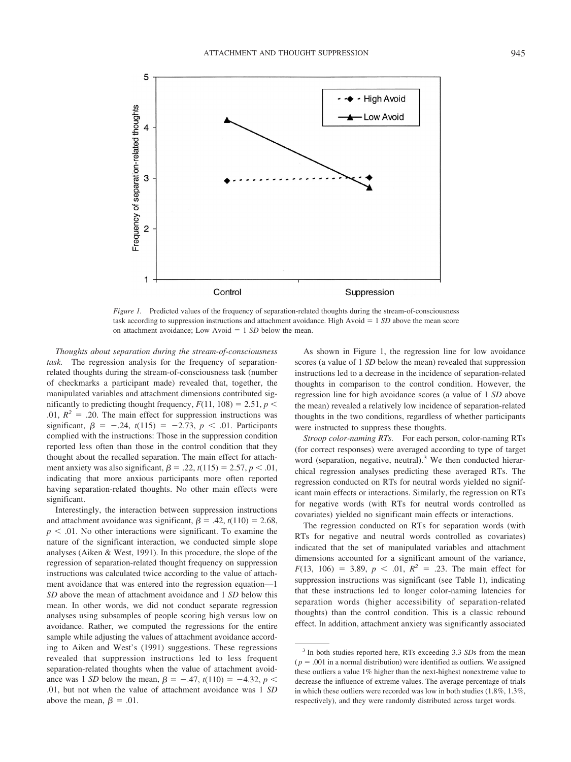*Figure 1.* Predicted values of the frequency of separation-related thoughts during the stream-of-consciousness task according to suppression instructions and attachment avoidance. High Avoid = 1 *SD* above the mean score on attachment avoidance; Low Avoid = 1 *SD* below the mean.

*Thoughts about separation during the stream-of-consciousness task.* The regression analysis for the frequency of separation-related thoughts during the stream-of-consciousness task (number of checkmarks a participant made) revealed that, together, the manipulated variables and attachment dimensions contributed significantly to predicting thought frequency, $F(11, 108) = 2.51$, $p < .01$, $R^2 = .20$. The main effect for suppression instructions was significant, $\beta = -.24$, $t(115) = -2.73$, $p < .01$. Participants complied with the instructions: Those in the suppression condition reported less often than those in the control condition that they thought about the recalled separation. The main effect for attachment anxiety was also significant, $\beta = .22$, $t(115) = 2.57$, $p < .01$, indicating that more anxious participants more often reported having separation-related thoughts. No other main effects were significant.

Interestingly, the interaction between suppression instructions and attachment avoidance was significant, $\beta = .42$, $t(110) = 2.68$, $p < .01$. No other interactions were significant. To examine the nature of the significant interaction, we conducted simple slope analyses (Aiken & West, 1991). In this procedure, the slope of the regression of separation-related thought frequency on suppression instructions was calculated twice according to the value of attachment avoidance that was entered into the regression equation—1 *SD* above the mean of attachment avoidance and 1 *SD* below this mean. In other words, we did not conduct separate regression analyses using subsamples of people scoring high versus low on avoidance. Rather, we computed the regressions for the entire sample while adjusting the values of attachment avoidance according to Aiken and West's (1991) suggestions. These regressions revealed that suppression instructions led to less frequent separation-related thoughts when the value of attachment avoidance was 1 *SD* below the mean, $\beta = -.47$, $t(110) = -4.32$, $p < .01$, but not when the value of attachment avoidance was 1 *SD* above the mean, $\beta = .01$.

As shown in Figure 1, the regression line for low avoidance scores (a value of 1 *SD* below the mean) revealed that suppression instructions led to a decrease in the incidence of separation-related thoughts in comparison to the control condition. However, the regression line for high avoidance scores (a value of 1 *SD* above the mean) revealed a relatively low incidence of separation-related thoughts in the two conditions, regardless of whether participants were instructed to suppress these thoughts.

*Stroop color-naming RTs.* For each person, color-naming RTs (for correct responses) were averaged according to type of target word (separation, negative, neutral).[3] We then conducted hierarchical regression analyses predicting these averaged RTs. The regression conducted on RTs for neutral words yielded no significant main effects or interactions. Similarly, the regression on RTs for negative words (with RTs for neutral words controlled as covariates) yielded no significant main effects or interactions.

The regression conducted on RTs for separation words (with RTs for negative and neutral words controlled as covariates) indicated that the set of manipulated variables and attachment dimensions accounted for a significant amount of the variance, $F(13, 106) = 3.89$, $p < .01$, $R^2 = .23$. The main effect for suppression instructions was significant (see Table 1), indicating that these instructions led to longer color-naming latencies for separation words (higher accessibility of separation-related thoughts) than the control condition. This is a classic rebound effect. In addition, attachment anxiety was significantly associated

[3] In both studies reported here, RTs exceeding 3.3 *SD*s from the mean ($p = .001$ in a normal distribution) were identified as outliers. We assigned these outliers a value 1% higher than the next-highest nonextreme value to decrease the influence of extreme values. The average percentage of trials in which these outliers were recorded was low in both studies (1.8%, 1.3%, respectively), and they were randomly distributed across target words.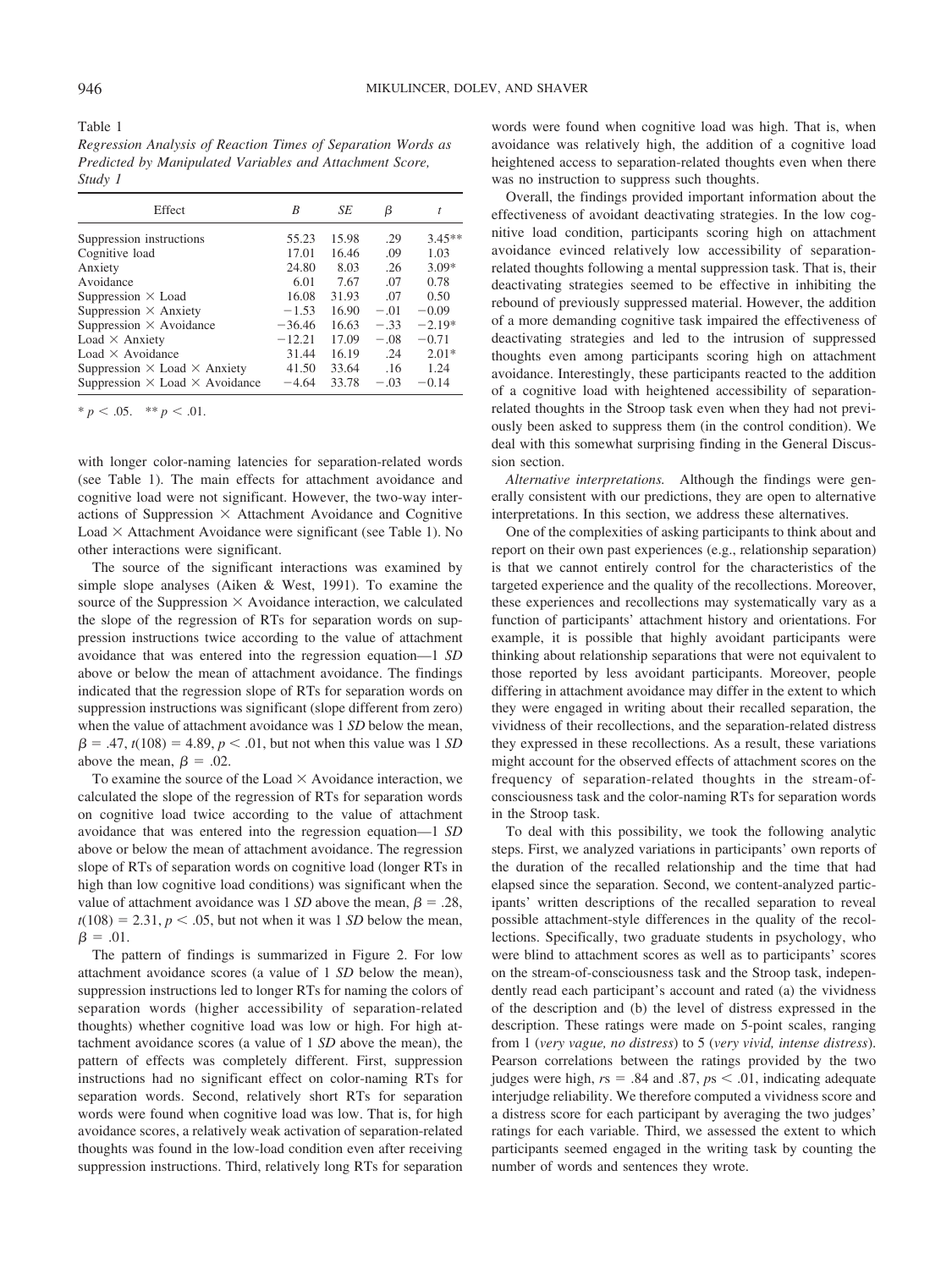Table 1
*Regression Analysis of Reaction Times of Separation Words as Predicted by Manipulated Variables and Attachment Score, Study 1*

| Effect | *B* | *SE* | β | *t* |
|---|---|---|---|---|
| Suppression instructions | 55.23 | 15.98 | .29 | 3.45** |
| Cognitive load | 17.01 | 16.46 | .09 | 1.03 |
| Anxiety | 24.80 | 8.03 | .26 | 3.09* |
| Avoidance | 6.01 | 7.67 | .07 | 0.78 |
| Suppression × Load | 16.08 | 31.93 | .07 | 0.50 |
| Suppression × Anxiety | −1.53 | 16.90 | −.01 | −0.09 |
| Suppression × Avoidance | −36.46 | 16.63 | −.33 | −2.19* |
| Load × Anxiety | −12.21 | 17.09 | −.08 | −0.71 |
| Load × Avoidance | 31.44 | 16.19 | .24 | 2.01* |
| Suppression × Load × Anxiety | 41.50 | 33.64 | .16 | 1.24 |
| Suppression × Load × Avoidance | −4.64 | 33.78 | −.03 | −0.14 |

\* $p < .05$. ** $p < .01$.

with longer color-naming latencies for separation-related words (see Table 1). The main effects for attachment avoidance and cognitive load were not significant. However, the two-way interactions of Suppression × Attachment Avoidance and Cognitive Load × Attachment Avoidance were significant (see Table 1). No other interactions were significant.

The source of the significant interactions was examined by simple slope analyses (Aiken & West, 1991). To examine the source of the Suppression × Avoidance interaction, we calculated the slope of the regression of RTs for separation words on suppression instructions twice according to the value of attachment avoidance that was entered into the regression equation—1 *SD* above or below the mean of attachment avoidance. The findings indicated that the regression slope of RTs for separation words on suppression instructions was significant (slope different from zero) when the value of attachment avoidance was 1 *SD* below the mean, $\beta = .47$, $t(108) = 4.89$, $p < .01$, but not when this value was 1 *SD* above the mean, $\beta = .02$.

To examine the source of the Load × Avoidance interaction, we calculated the slope of the regression of RTs for separation words on cognitive load twice according to the value of attachment avoidance that was entered into the regression equation—1 *SD* above or below the mean of attachment avoidance. The regression slope of RTs of separation words on cognitive load (longer RTs in high than low cognitive load conditions) was significant when the value of attachment avoidance was 1 *SD* above the mean, $\beta = .28$, $t(108) = 2.31$, $p < .05$, but not when it was 1 *SD* below the mean, $\beta = .01$.

The pattern of findings is summarized in Figure 2. For low attachment avoidance scores (a value of 1 *SD* below the mean), suppression instructions led to longer RTs for naming the colors of separation words (higher accessibility of separation-related thoughts) whether cognitive load was low or high. For high attachment avoidance scores (a value of 1 *SD* above the mean), the pattern of effects was completely different. First, suppression instructions had no significant effect on color-naming RTs for separation words. Second, relatively short RTs for separation words were found when cognitive load was low. That is, for high avoidance scores, a relatively weak activation of separation-related thoughts was found in the low-load condition even after receiving suppression instructions. Third, relatively long RTs for separation words were found when cognitive load was high. That is, when avoidance was relatively high, the addition of a cognitive load heightened access to separation-related thoughts even when there was no instruction to suppress such thoughts.

Overall, the findings provided important information about the effectiveness of avoidant deactivating strategies. In the low cognitive load condition, participants scoring high on attachment avoidance evinced relatively low accessibility of separation-related thoughts following a mental suppression task. That is, their deactivating strategies seemed to be effective in inhibiting the rebound of previously suppressed material. However, the addition of a more demanding cognitive task impaired the effectiveness of deactivating strategies and led to the intrusion of suppressed thoughts even among participants scoring high on attachment avoidance. Interestingly, these participants reacted to the addition of a cognitive load with heightened accessibility of separation-related thoughts in the Stroop task even when they had not previously been asked to suppress them (in the control condition). We deal with this somewhat surprising finding in the General Discussion section.

*Alternative interpretations.* Although the findings were generally consistent with our predictions, they are open to alternative interpretations. In this section, we address these alternatives.

One of the complexities of asking participants to think about and report on their own past experiences (e.g., relationship separation) is that we cannot entirely control for the characteristics of the targeted experience and the quality of the recollections. Moreover, these experiences and recollections may systematically vary as a function of participants' attachment history and orientations. For example, it is possible that highly avoidant participants were thinking about relationship separations that were not equivalent to those reported by less avoidant participants. Moreover, people differing in attachment avoidance may differ in the extent to which they were engaged in writing about their recalled separation, the vividness of their recollections, and the separation-related distress they expressed in these recollections. As a result, these variations might account for the observed effects of attachment scores on the frequency of separation-related thoughts in the stream-of-consciousness task and the color-naming RTs for separation words in the Stroop task.

To deal with this possibility, we took the following analytic steps. First, we analyzed variations in participants' own reports of the duration of the recalled relationship and the time that had elapsed since the separation. Second, we content-analyzed participants' written descriptions of the recalled separation to reveal possible attachment-style differences in the quality of the recollections. Specifically, two graduate students in psychology, who were blind to attachment scores as well as to participants' scores on the stream-of-consciousness task and the Stroop task, independently read each participant's account and rated (a) the vividness of the description and (b) the level of distress expressed in the description. These ratings were made on 5-point scales, ranging from 1 (*very vague, no distress*) to 5 (*very vivid, intense distress*). Pearson correlations between the ratings provided by the two judges were high, $rs = .84$ and $.87$, $ps < .01$, indicating adequate interjudge reliability. We therefore computed a vividness score and a distress score for each participant by averaging the two judges' ratings for each variable. Third, we assessed the extent to which participants seemed engaged in the writing task by counting the number of words and sentences they wrote.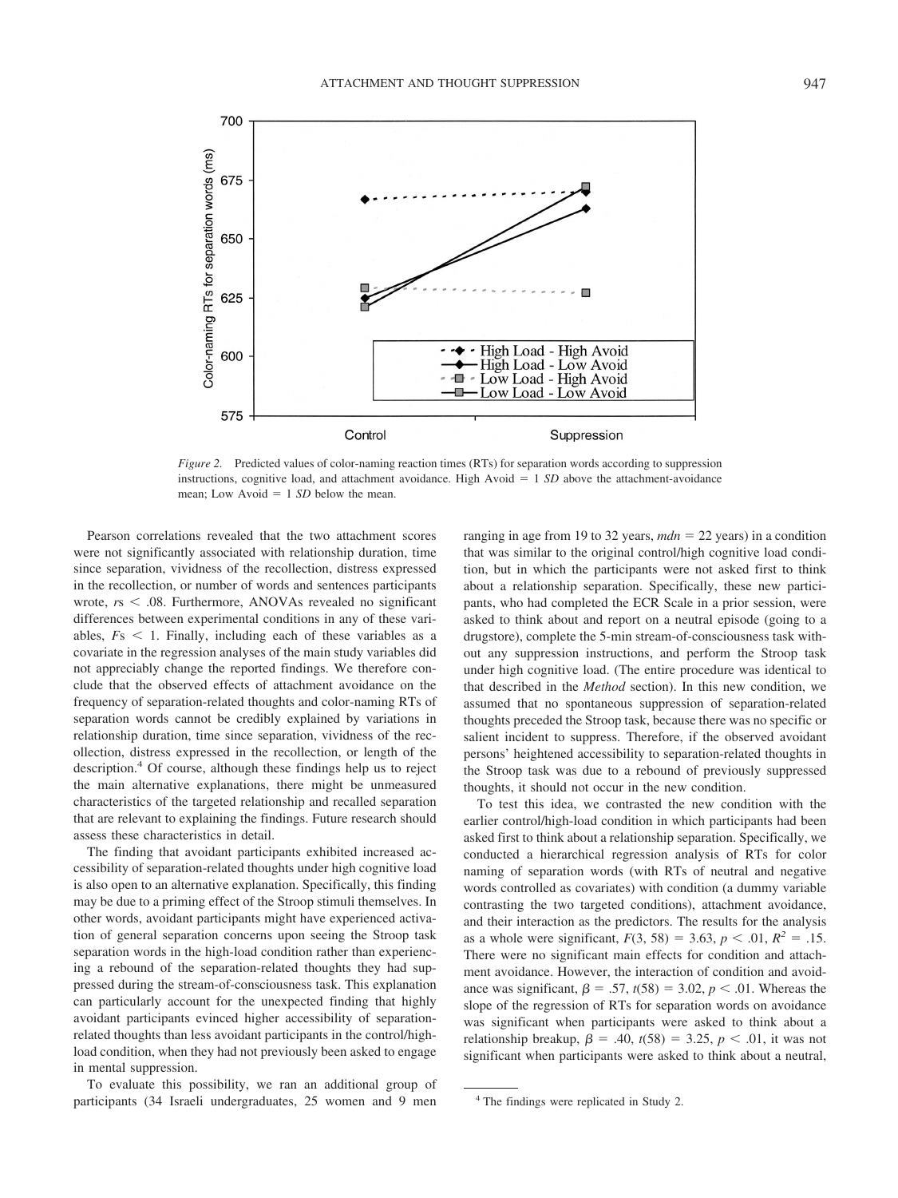*Figure 2.* Predicted values of color-naming reaction times (RTs) for separation words according to suppression instructions, cognitive load, and attachment avoidance. High Avoid = 1 *SD* above the attachment-avoidance mean; Low Avoid = 1 *SD* below the mean.

Pearson correlations revealed that the two attachment scores were not significantly associated with relationship duration, time since separation, vividness of the recollection, distress expressed in the recollection, or number of words and sentences participants wrote, $rs < .08$. Furthermore, ANOVAs revealed no significant differences between experimental conditions in any of these variables, $Fs < 1$. Finally, including each of these variables as a covariate in the regression analyses of the main study variables did not appreciably change the reported findings. We therefore conclude that the observed effects of attachment avoidance on the frequency of separation-related thoughts and color-naming RTs of separation words cannot be credibly explained by variations in relationship duration, time since separation, vividness of the recollection, distress expressed in the recollection, or length of the description.[4] Of course, although these findings help us to reject the main alternative explanations, there might be unmeasured characteristics of the targeted relationship and recalled separation that are relevant to explaining the findings. Future research should assess these characteristics in detail.

The finding that avoidant participants exhibited increased accessibility of separation-related thoughts under high cognitive load is also open to an alternative explanation. Specifically, this finding may be due to a priming effect of the Stroop stimuli themselves. In other words, avoidant participants might have experienced activation of general separation concerns upon seeing the Stroop task separation words in the high-load condition rather than experiencing a rebound of the separation-related thoughts they had suppressed during the stream-of-consciousness task. This explanation can particularly account for the unexpected finding that highly avoidant participants evinced higher accessibility of separation-related thoughts than less avoidant participants in the control/high-load condition, when they had not previously been asked to engage in mental suppression.

To evaluate this possibility, we ran an additional group of participants (34 Israeli undergraduates, 25 women and 9 men ranging in age from 19 to 32 years, *mdn* = 22 years) in a condition that was similar to the original control/high cognitive load condition, but in which the participants were not asked first to think about a relationship separation. Specifically, these new participants, who had completed the ECR Scale in a prior session, were asked to think about and report on a neutral episode (going to a drugstore), complete the 5-min stream-of-consciousness task without any suppression instructions, and perform the Stroop task under high cognitive load. (The entire procedure was identical to that described in the *Method* section). In this new condition, we assumed that no spontaneous suppression of separation-related thoughts preceded the Stroop task, because there was no specific or salient incident to suppress. Therefore, if the observed avoidant persons' heightened accessibility to separation-related thoughts in the Stroop task was due to a rebound of previously suppressed thoughts, it should not occur in the new condition.

To test this idea, we contrasted the new condition with the earlier control/high-load condition in which participants had been asked first to think about a relationship separation. Specifically, we conducted a hierarchical regression analysis of RTs for color naming of separation words (with RTs of neutral and negative words controlled as covariates) with condition (a dummy variable contrasting the two targeted conditions), attachment avoidance, and their interaction as the predictors. The results for the analysis as a whole were significant, $F(3, 58) = 3.63$, $p < .01$, $R^2 = .15$. There were no significant main effects for condition and attachment avoidance. However, the interaction of condition and avoidance was significant, $\beta = .57$, $t(58) = 3.02$, $p < .01$. Whereas the slope of the regression of RTs for separation words on avoidance was significant when participants were asked to think about a relationship breakup, $\beta = .40$, $t(58) = 3.25$, $p < .01$, it was not significant when participants were asked to think about a neutral,

[4] The findings were replicated in Study 2.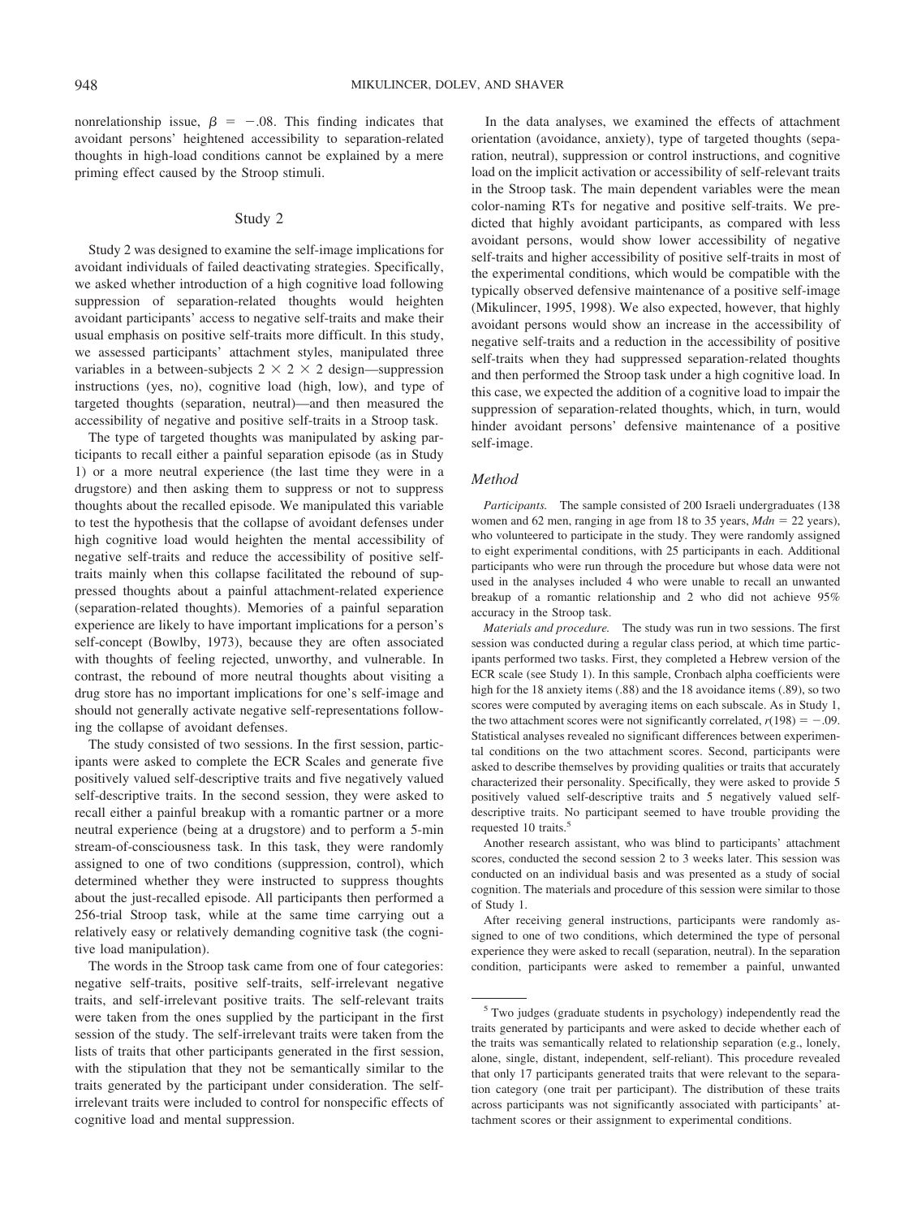nonrelationship issue, $\beta = -.08$. This finding indicates that avoidant persons' heightened accessibility to separation-related thoughts in high-load conditions cannot be explained by a mere priming effect caused by the Stroop stimuli.

## Study 2

Study 2 was designed to examine the self-image implications for avoidant individuals of failed deactivating strategies. Specifically, we asked whether introduction of a high cognitive load following suppression of separation-related thoughts would heighten avoidant participants' access to negative self-traits and make their usual emphasis on positive self-traits more difficult. In this study, we assessed participants' attachment styles, manipulated three variables in a between-subjects $2 \times 2 \times 2$ design—suppression instructions (yes, no), cognitive load (high, low), and type of targeted thoughts (separation, neutral)—and then measured the accessibility of negative and positive self-traits in a Stroop task.

The type of targeted thoughts was manipulated by asking participants to recall either a painful separation episode (as in Study 1) or a more neutral experience (the last time they were in a drugstore) and then asking them to suppress or not to suppress thoughts about the recalled episode. We manipulated this variable to test the hypothesis that the collapse of avoidant defenses under high cognitive load would heighten the mental accessibility of negative self-traits and reduce the accessibility of positive self-traits mainly when this collapse facilitated the rebound of suppressed thoughts about a painful attachment-related experience (separation-related thoughts). Memories of a painful separation experience are likely to have important implications for a person's self-concept (Bowlby, 1973), because they are often associated with thoughts of feeling rejected, unworthy, and vulnerable. In contrast, the rebound of more neutral thoughts about visiting a drug store has no important implications for one's self-image and should not generally activate negative self-representations following the collapse of avoidant defenses.

The study consisted of two sessions. In the first session, participants were asked to complete the ECR Scales and generate five positively valued self-descriptive traits and five negatively valued self-descriptive traits. In the second session, they were asked to recall either a painful breakup with a romantic partner or a more neutral experience (being at a drugstore) and to perform a 5-min stream-of-consciousness task. In this task, they were randomly assigned to one of two conditions (suppression, control), which determined whether they were instructed to suppress thoughts about the just-recalled episode. All participants then performed a 256-trial Stroop task, while at the same time carrying out a relatively easy or relatively demanding cognitive task (the cognitive load manipulation).

The words in the Stroop task came from one of four categories: negative self-traits, positive self-traits, self-irrelevant negative traits, and self-irrelevant positive traits. The self-relevant traits were taken from the ones supplied by the participant in the first session of the study. The self-irrelevant traits were taken from the lists of traits that other participants generated in the first session, with the stipulation that they not be semantically similar to the traits generated by the participant under consideration. The self-irrelevant traits were included to control for nonspecific effects of cognitive load and mental suppression.

In the data analyses, we examined the effects of attachment orientation (avoidance, anxiety), type of targeted thoughts (separation, neutral), suppression or control instructions, and cognitive load on the implicit activation or accessibility of self-relevant traits in the Stroop task. The main dependent variables were the mean color-naming RTs for negative and positive self-traits. We predicted that highly avoidant participants, as compared with less avoidant persons, would show lower accessibility of negative self-traits and higher accessibility of positive self-traits in most of the experimental conditions, which would be compatible with the typically observed defensive maintenance of a positive self-image (Mikulincer, 1995, 1998). We also expected, however, that highly avoidant persons would show an increase in the accessibility of negative self-traits and a reduction in the accessibility of positive self-traits when they had suppressed separation-related thoughts and then performed the Stroop task under a high cognitive load. In this case, we expected the addition of a cognitive load to impair the suppression of separation-related thoughts, which, in turn, would hinder avoidant persons' defensive maintenance of a positive self-image.

### Method

*Participants.* The sample consisted of 200 Israeli undergraduates (138 women and 62 men, ranging in age from 18 to 35 years, $Mdn = 22$ years), who volunteered to participate in the study. They were randomly assigned to eight experimental conditions, with 25 participants in each. Additional participants who were run through the procedure but whose data were not used in the analyses included 4 who were unable to recall an unwanted breakup of a romantic relationship and 2 who did not achieve 95% accuracy in the Stroop task.

*Materials and procedure.* The study was run in two sessions. The first session was conducted during a regular class period, at which time participants performed two tasks. First, they completed a Hebrew version of the ECR scale (see Study 1). In this sample, Cronbach alpha coefficients were high for the 18 anxiety items (.88) and the 18 avoidance items (.89), so two scores were computed by averaging items on each subscale. As in Study 1, the two attachment scores were not significantly correlated, $r(198) = -.09$. Statistical analyses revealed no significant differences between experimental conditions on the two attachment scores. Second, participants were asked to describe themselves by providing qualities or traits that accurately characterized their personality. Specifically, they were asked to provide 5 positively valued self-descriptive traits and 5 negatively valued self-descriptive traits. No participant seemed to have trouble providing the requested 10 traits.[5]

Another research assistant, who was blind to participants' attachment scores, conducted the second session 2 to 3 weeks later. This session was conducted on an individual basis and was presented as a study of social cognition. The materials and procedure of this session were similar to those of Study 1.

After receiving general instructions, participants were randomly assigned to one of two conditions, which determined the type of personal experience they were asked to recall (separation, neutral). In the separation condition, participants were asked to remember a painful, unwanted

[5] Two judges (graduate students in psychology) independently read the traits generated by participants and were asked to decide whether each of the traits was semantically related to relationship separation (e.g., lonely, alone, single, distant, independent, self-reliant). This procedure revealed that only 17 participants generated traits that were relevant to the separation category (one trait per participant). The distribution of these traits across participants was not significantly associated with participants' attachment scores or their assignment to experimental conditions.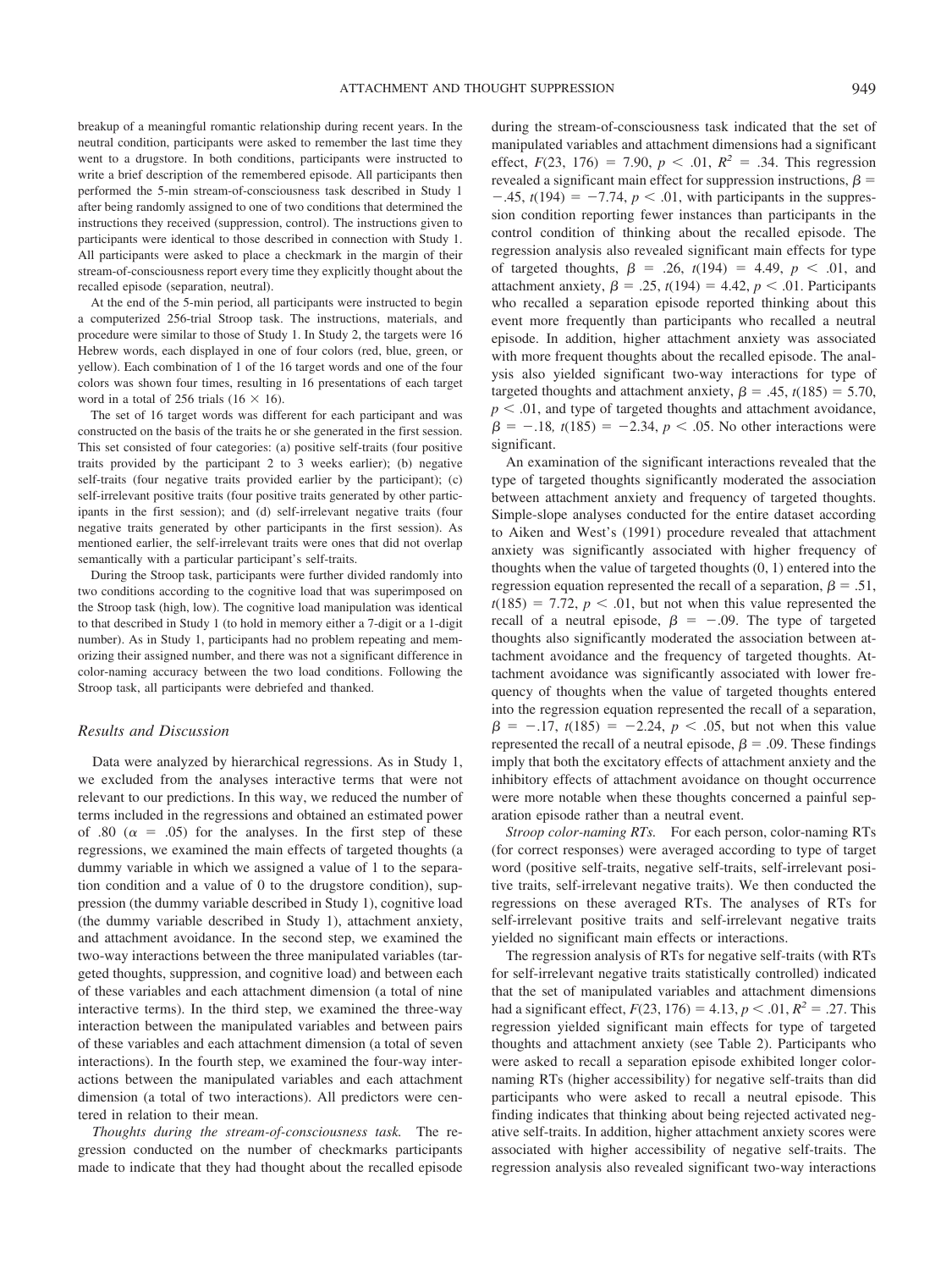breakup of a meaningful romantic relationship during recent years. In the neutral condition, participants were asked to remember the last time they went to a drugstore. In both conditions, participants were instructed to write a brief description of the remembered episode. All participants then performed the 5-min stream-of-consciousness task described in Study 1 after being randomly assigned to one of two conditions that determined the instructions they received (suppression, control). The instructions given to participants were identical to those described in connection with Study 1. All participants were asked to place a checkmark in the margin of their stream-of-consciousness report every time they explicitly thought about the recalled episode (separation, neutral).

At the end of the 5-min period, all participants were instructed to begin a computerized 256-trial Stroop task. The instructions, materials, and procedure were similar to those of Study 1. In Study 2, the targets were 16 Hebrew words, each displayed in one of four colors (red, blue, green, or yellow). Each combination of 1 of the 16 target words and one of the four colors was shown four times, resulting in 16 presentations of each target word in a total of 256 trials (16 × 16).

The set of 16 target words was different for each participant and was constructed on the basis of the traits he or she generated in the first session. This set consisted of four categories: (a) positive self-traits (four positive traits provided by the participant 2 to 3 weeks earlier); (b) negative self-traits (four negative traits provided earlier by the participant); (c) self-irrelevant positive traits (four positive traits generated by other participants in the first session); and (d) self-irrelevant negative traits (four negative traits generated by other participants in the first session). As mentioned earlier, the self-irrelevant traits were ones that did not overlap semantically with a particular participant's self-traits.

During the Stroop task, participants were further divided randomly into two conditions according to the cognitive load that was superimposed on the Stroop task (high, low). The cognitive load manipulation was identical to that described in Study 1 (to hold in memory either a 7-digit or a 1-digit number). As in Study 1, participants had no problem repeating and memorizing their assigned number, and there was not a significant difference in color-naming accuracy between the two load conditions. Following the Stroop task, all participants were debriefed and thanked.

### Results and Discussion

Data were analyzed by hierarchical regressions. As in Study 1, we excluded from the analyses interactive terms that were not relevant to our predictions. In this way, we reduced the number of terms included in the regressions and obtained an estimated power of .80 ($\alpha$ = .05) for the analyses. In the first step of these regressions, we examined the main effects of targeted thoughts (a dummy variable in which we assigned a value of 1 to the separation condition and a value of 0 to the drugstore condition), suppression (the dummy variable described in Study 1), cognitive load (the dummy variable described in Study 1), attachment anxiety, and attachment avoidance. In the second step, we examined the two-way interactions between the three manipulated variables (targeted thoughts, suppression, and cognitive load) and between each of these variables and each attachment dimension (a total of nine interactive terms). In the third step, we examined the three-way interaction between the manipulated variables and between pairs of these variables and each attachment dimension (a total of seven interactions). In the fourth step, we examined the four-way interactions between the manipulated variables and each attachment dimension (a total of two interactions). All predictors were centered in relation to their mean.

*Thoughts during the stream-of-consciousness task.* The regression conducted on the number of checkmarks participants made to indicate that they had thought about the recalled episode during the stream-of-consciousness task indicated that the set of manipulated variables and attachment dimensions had a significant effect, $F(23, 176) = 7.90$, $p < .01$, $R^2 = .34$. This regression revealed a significant main effect for suppression instructions, $\beta = -.45$, $t(194) = -7.74$, $p < .01$, with participants in the suppression condition reporting fewer instances than participants in the control condition of thinking about the recalled episode. The regression analysis also revealed significant main effects for type of targeted thoughts, $\beta = .26$, $t(194) = 4.49$, $p < .01$, and attachment anxiety, $\beta = .25$, $t(194) = 4.42$, $p < .01$. Participants who recalled a separation episode reported thinking about this event more frequently than participants who recalled a neutral episode. In addition, higher attachment anxiety was associated with more frequent thoughts about the recalled episode. The analysis also yielded significant two-way interactions for type of targeted thoughts and attachment anxiety, $\beta = .45$, $t(185) = 5.70$, $p < .01$, and type of targeted thoughts and attachment avoidance, $\beta = -.18$, $t(185) = -2.34$, $p < .05$. No other interactions were significant.

An examination of the significant interactions revealed that the type of targeted thoughts significantly moderated the association between attachment anxiety and frequency of targeted thoughts. Simple-slope analyses conducted for the entire dataset according to Aiken and West's (1991) procedure revealed that attachment anxiety was significantly associated with higher frequency of thoughts when the value of targeted thoughts (0, 1) entered into the regression equation represented the recall of a separation, $\beta = .51$, $t(185) = 7.72$, $p < .01$, but not when this value represented the recall of a neutral episode, $\beta = -.09$. The type of targeted thoughts also significantly moderated the association between attachment avoidance and the frequency of targeted thoughts. Attachment avoidance was significantly associated with lower frequency of thoughts when the value of targeted thoughts entered into the regression equation represented the recall of a separation, $\beta = -.17$, $t(185) = -2.24$, $p < .05$, but not when this value represented the recall of a neutral episode, $\beta = .09$. These findings imply that both the excitatory effects of attachment anxiety and the inhibitory effects of attachment avoidance on thought occurrence were more notable when these thoughts concerned a painful separation episode rather than a neutral event.

*Stroop color-naming RTs.* For each person, color-naming RTs (for correct responses) were averaged according to type of target word (positive self-traits, negative self-traits, self-irrelevant positive traits, self-irrelevant negative traits). We then conducted the regressions on these averaged RTs. The analyses of RTs for self-irrelevant positive traits and self-irrelevant negative traits yielded no significant main effects or interactions.

The regression analysis of RTs for negative self-traits (with RTs for self-irrelevant negative traits statistically controlled) indicated that the set of manipulated variables and attachment dimensions had a significant effect, $F(23, 176) = 4.13$, $p < .01$, $R^2 = .27$. This regression yielded significant main effects for type of targeted thoughts and attachment anxiety (see Table 2). Participants who were asked to recall a separation episode exhibited longer color-naming RTs (higher accessibility) for negative self-traits than did participants who were asked to recall a neutral episode. This finding indicates that thinking about being rejected activated negative self-traits. In addition, higher attachment anxiety scores were associated with higher accessibility of negative self-traits. The regression analysis also revealed significant two-way interactions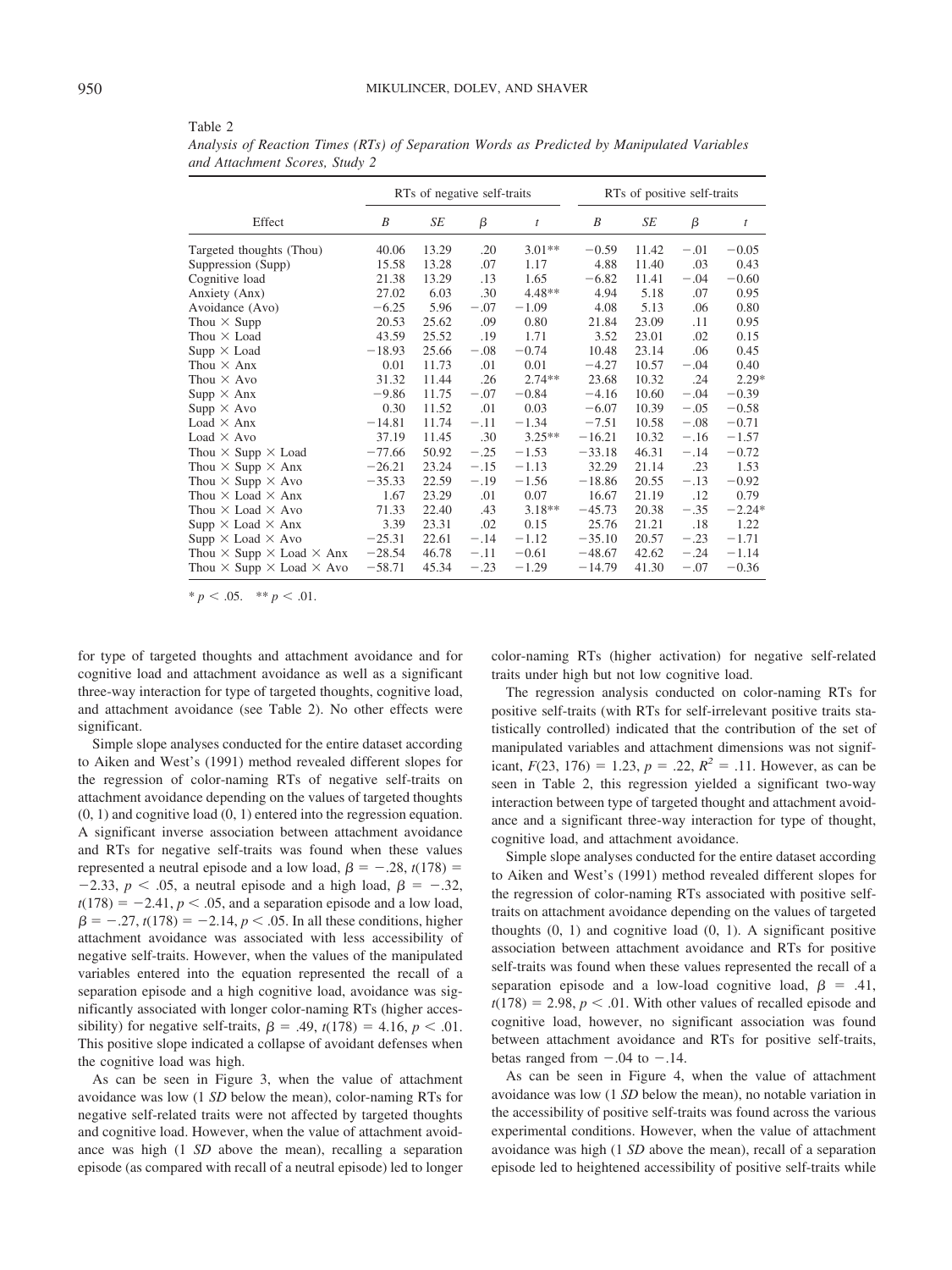Table 2

*Analysis of Reaction Times (RTs) of Separation Words as Predicted by Manipulated Variables and Attachment Scores, Study 2*

| Effect | RTs of negative self-traits | | | | RTs of positive self-traits | | | |
|---|---|---|---|---|---|---|---|---|
| | *B* | *SE* | β | *t* | *B* | *SE* | β | *t* |
| Targeted thoughts (Thou) | 40.06 | 13.29 | .20 | 3.01** | −0.59 | 11.42 | −.01 | −0.05 |
| Suppression (Supp) | 15.58 | 13.28 | .07 | 1.17 | 4.88 | 11.40 | .03 | 0.43 |
| Cognitive load | 21.38 | 13.29 | .13 | 1.65 | −6.82 | 11.41 | −.04 | −0.60 |
| Anxiety (Anx) | 27.02 | 6.03 | .30 | 4.48** | 4.94 | 5.18 | .07 | 0.95 |
| Avoidance (Avo) | −6.25 | 5.96 | −.07 | −1.09 | 4.08 | 5.13 | .06 | 0.80 |
| Thou × Supp | 20.53 | 25.62 | .09 | 0.80 | 21.84 | 23.09 | .11 | 0.95 |
| Thou × Load | 43.59 | 25.52 | .19 | 1.71 | 3.52 | 23.01 | .02 | 0.15 |
| Supp × Load | −18.93 | 25.66 | −.08 | −0.74 | 10.48 | 23.14 | .06 | 0.45 |
| Thou × Anx | 0.01 | 11.73 | .01 | 0.01 | −4.27 | 10.57 | −.04 | 0.40 |
| Thou × Avo | 31.32 | 11.44 | .26 | 2.74** | 23.68 | 10.32 | .24 | 2.29* |
| Supp × Anx | −9.86 | 11.75 | −.07 | −0.84 | −4.16 | 10.60 | −.04 | −0.39 |
| Supp × Avo | 0.30 | 11.52 | .01 | 0.03 | −6.07 | 10.39 | −.05 | −0.58 |
| Load × Anx | −14.81 | 11.74 | −.11 | −1.34 | −7.51 | 10.58 | −.08 | −0.71 |
| Load × Avo | 37.19 | 11.45 | .30 | 3.25** | −16.21 | 10.32 | −.16 | −1.57 |
| Thou × Supp × Load | −77.66 | 50.92 | −.25 | −1.53 | −33.18 | 46.31 | −.14 | −0.72 |
| Thou × Supp × Anx | −26.21 | 23.24 | −.15 | −1.13 | 32.29 | 21.14 | .23 | 1.53 |
| Thou × Supp × Avo | −35.33 | 22.59 | −.19 | −1.56 | −18.86 | 20.55 | −.13 | −0.92 |
| Thou × Load × Anx | 1.67 | 23.29 | .01 | 0.07 | 16.67 | 21.19 | .12 | 0.79 |
| Thou × Load × Avo | 71.33 | 22.40 | .43 | 3.18** | −45.73 | 20.38 | −.35 | −2.24* |
| Supp × Load × Anx | 3.39 | 23.31 | .02 | 0.15 | 25.76 | 21.21 | .18 | 1.22 |
| Supp × Load × Avo | −25.31 | 22.61 | −.14 | −1.12 | −35.10 | 20.57 | −.23 | −1.71 |
| Thou × Supp × Load × Anx | −28.54 | 46.78 | −.11 | −0.61 | −48.67 | 42.62 | −.24 | −1.14 |
| Thou × Supp × Load × Avo | −58.71 | 45.34 | −.23 | −1.29 | −14.79 | 41.30 | −.07 | −0.36 |

* $p < .05$. ** $p < .01$.

for type of targeted thoughts and attachment avoidance and for cognitive load and attachment avoidance as well as a significant three-way interaction for type of targeted thoughts, cognitive load, and attachment avoidance (see Table 2). No other effects were significant.

Simple slope analyses conducted for the entire dataset according to Aiken and West's (1991) method revealed different slopes for the regression of color-naming RTs of negative self-traits on attachment avoidance depending on the values of targeted thoughts (0, 1) and cognitive load (0, 1) entered into the regression equation. A significant inverse association between attachment avoidance and RTs for negative self-traits was found when these values represented a neutral episode and a low load, $\beta = -.28$, $t(178) = -2.33$, $p < .05$, a neutral episode and a high load, $\beta = -.32$, $t(178) = -2.41$, $p < .05$, and a separation episode and a low load, $\beta = -.27$, $t(178) = -2.14$, $p < .05$. In all these conditions, higher attachment avoidance was associated with less accessibility of negative self-traits. However, when the values of the manipulated variables entered into the equation represented the recall of a separation episode and a high cognitive load, avoidance was significantly associated with longer color-naming RTs (higher accessibility) for negative self-traits, $\beta = .49$, $t(178) = 4.16$, $p < .01$. This positive slope indicated a collapse of avoidant defenses when the cognitive load was high.

As can be seen in Figure 3, when the value of attachment avoidance was low (1 *SD* below the mean), color-naming RTs for negative self-related traits were not affected by targeted thoughts and cognitive load. However, when the value of attachment avoidance was high (1 *SD* above the mean), recalling a separation episode (as compared with recall of a neutral episode) led to longer color-naming RTs (higher activation) for negative self-related traits under high but not low cognitive load.

The regression analysis conducted on color-naming RTs for positive self-traits (with RTs for self-irrelevant positive traits statistically controlled) indicated that the contribution of the set of manipulated variables and attachment dimensions was not significant, $F(23, 176) = 1.23$, $p = .22$, $R^2 = .11$. However, as can be seen in Table 2, this regression yielded a significant two-way interaction between type of targeted thought and attachment avoidance and a significant three-way interaction for type of thought, cognitive load, and attachment avoidance.

Simple slope analyses conducted for the entire dataset according to Aiken and West's (1991) method revealed different slopes for the regression of color-naming RTs associated with positive self-traits on attachment avoidance depending on the values of targeted thoughts (0, 1) and cognitive load (0, 1). A significant positive association between attachment avoidance and RTs for positive self-traits was found when these values represented the recall of a separation episode and a low-load cognitive load, $\beta = .41$, $t(178) = 2.98$, $p < .01$. With other values of recalled episode and cognitive load, however, no significant association was found between attachment avoidance and RTs for positive self-traits, betas ranged from $-.04$ to $-.14$.

As can be seen in Figure 4, when the value of attachment avoidance was low (1 *SD* below the mean), no notable variation in the accessibility of positive self-traits was found across the various experimental conditions. However, when the value of attachment avoidance was high (1 *SD* above the mean), recall of a separation episode led to heightened accessibility of positive self-traits while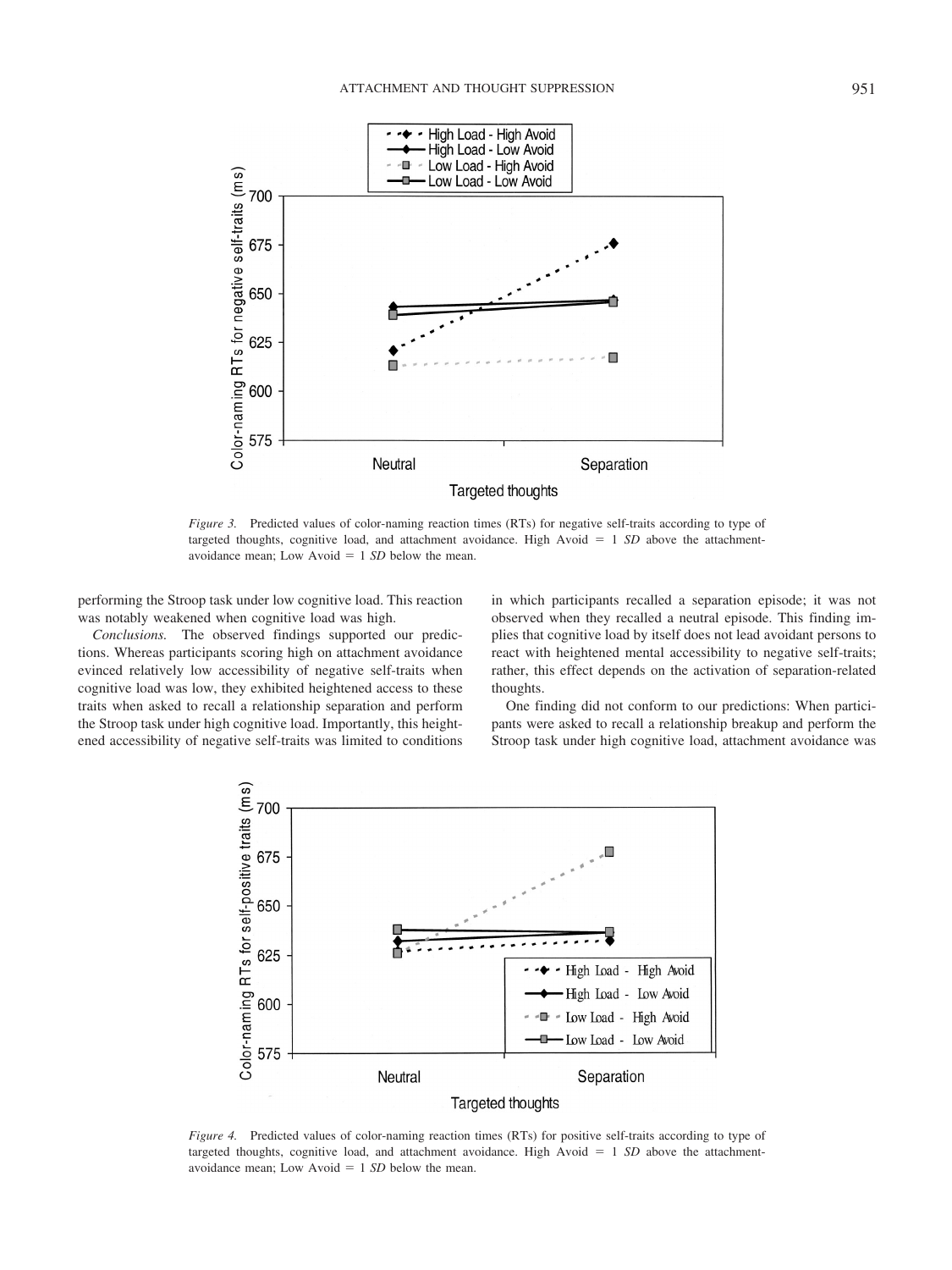*Figure 3.* Predicted values of color-naming reaction times (RTs) for negative self-traits according to type of targeted thoughts, cognitive load, and attachment avoidance. High Avoid = 1 *SD* above the attachment-avoidance mean; Low Avoid = 1 *SD* below the mean.

performing the Stroop task under low cognitive load. This reaction was notably weakened when cognitive load was high.

*Conclusions.* The observed findings supported our predictions. Whereas participants scoring high on attachment avoidance evinced relatively low accessibility of negative self-traits when cognitive load was low, they exhibited heightened access to these traits when asked to recall a relationship separation and perform the Stroop task under high cognitive load. Importantly, this heightened accessibility of negative self-traits was limited to conditions in which participants recalled a separation episode; it was not observed when they recalled a neutral episode. This finding implies that cognitive load by itself does not lead avoidant persons to react with heightened mental accessibility to negative self-traits; rather, this effect depends on the activation of separation-related thoughts.

One finding did not conform to our predictions: When participants were asked to recall a relationship breakup and perform the Stroop task under high cognitive load, attachment avoidance was

*Figure 4.* Predicted values of color-naming reaction times (RTs) for positive self-traits according to type of targeted thoughts, cognitive load, and attachment avoidance. High Avoid = 1 *SD* above the attachment-avoidance mean; Low Avoid = 1 *SD* below the mean.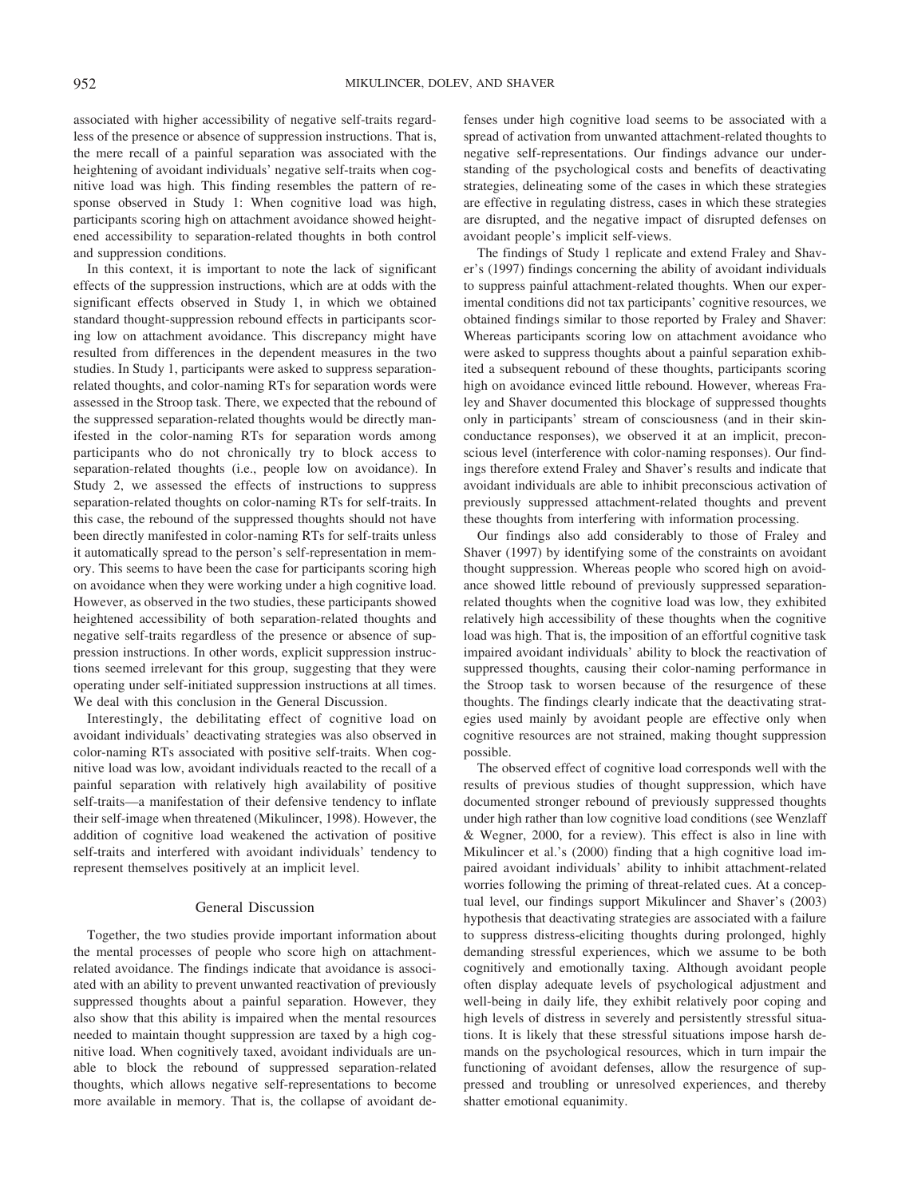associated with higher accessibility of negative self-traits regardless of the presence or absence of suppression instructions. That is, the mere recall of a painful separation was associated with the heightening of avoidant individuals' negative self-traits when cognitive load was high. This finding resembles the pattern of response observed in Study 1: When cognitive load was high, participants scoring high on attachment avoidance showed heightened accessibility to separation-related thoughts in both control and suppression conditions.

In this context, it is important to note the lack of significant effects of the suppression instructions, which are at odds with the significant effects observed in Study 1, in which we obtained standard thought-suppression rebound effects in participants scoring low on attachment avoidance. This discrepancy might have resulted from differences in the dependent measures in the two studies. In Study 1, participants were asked to suppress separation-related thoughts, and color-naming RTs for separation words were assessed in the Stroop task. There, we expected that the rebound of the suppressed separation-related thoughts would be directly manifested in the color-naming RTs for separation words among participants who do not chronically try to block access to separation-related thoughts (i.e., people low on avoidance). In Study 2, we assessed the effects of instructions to suppress separation-related thoughts on color-naming RTs for self-traits. In this case, the rebound of the suppressed thoughts should not have been directly manifested in color-naming RTs for self-traits unless it automatically spread to the person's self-representation in memory. This seems to have been the case for participants scoring high on avoidance when they were working under a high cognitive load. However, as observed in the two studies, these participants showed heightened accessibility of both separation-related thoughts and negative self-traits regardless of the presence or absence of suppression instructions. In other words, explicit suppression instructions seemed irrelevant for this group, suggesting that they were operating under self-initiated suppression instructions at all times. We deal with this conclusion in the General Discussion.

Interestingly, the debilitating effect of cognitive load on avoidant individuals' deactivating strategies was also observed in color-naming RTs associated with positive self-traits. When cognitive load was low, avoidant individuals reacted to the recall of a painful separation with relatively high availability of positive self-traits—a manifestation of their defensive tendency to inflate their self-image when threatened (Mikulincer, 1998). However, the addition of cognitive load weakened the activation of positive self-traits and interfered with avoidant individuals' tendency to represent themselves positively at an implicit level.

## General Discussion

Together, the two studies provide important information about the mental processes of people who score high on attachment-related avoidance. The findings indicate that avoidance is associated with an ability to prevent unwanted reactivation of previously suppressed thoughts about a painful separation. However, they also show that this ability is impaired when the mental resources needed to maintain thought suppression are taxed by a high cognitive load. When cognitively taxed, avoidant individuals are unable to block the rebound of suppressed separation-related thoughts, which allows negative self-representations to become more available in memory. That is, the collapse of avoidant defenses under high cognitive load seems to be associated with a spread of activation from unwanted attachment-related thoughts to negative self-representations. Our findings advance our understanding of the psychological costs and benefits of deactivating strategies, delineating some of the cases in which these strategies are effective in regulating distress, cases in which these strategies are disrupted, and the negative impact of disrupted defenses on avoidant people's implicit self-views.

The findings of Study 1 replicate and extend Fraley and Shaver's (1997) findings concerning the ability of avoidant individuals to suppress painful attachment-related thoughts. When our experimental conditions did not tax participants' cognitive resources, we obtained findings similar to those reported by Fraley and Shaver: Whereas participants scoring low on attachment avoidance who were asked to suppress thoughts about a painful separation exhibited a subsequent rebound of these thoughts, participants scoring high on avoidance evinced little rebound. However, whereas Fraley and Shaver documented this blockage of suppressed thoughts only in participants' stream of consciousness (and in their skin-conductance responses), we observed it at an implicit, preconscious level (interference with color-naming responses). Our findings therefore extend Fraley and Shaver's results and indicate that avoidant individuals are able to inhibit preconscious activation of previously suppressed attachment-related thoughts and prevent these thoughts from interfering with information processing.

Our findings also add considerably to those of Fraley and Shaver (1997) by identifying some of the constraints on avoidant thought suppression. Whereas people who scored high on avoidance showed little rebound of previously suppressed separation-related thoughts when the cognitive load was low, they exhibited relatively high accessibility of these thoughts when the cognitive load was high. That is, the imposition of an effortful cognitive task impaired avoidant individuals' ability to block the reactivation of suppressed thoughts, causing their color-naming performance in the Stroop task to worsen because of the resurgence of these thoughts. The findings clearly indicate that the deactivating strategies used mainly by avoidant people are effective only when cognitive resources are not strained, making thought suppression possible.

The observed effect of cognitive load corresponds well with the results of previous studies of thought suppression, which have documented stronger rebound of previously suppressed thoughts under high rather than low cognitive load conditions (see Wenzlaff & Wegner, 2000, for a review). This effect is also in line with Mikulincer et al.'s (2000) finding that a high cognitive load impaired avoidant individuals' ability to inhibit attachment-related worries following the priming of threat-related cues. At a conceptual level, our findings support Mikulincer and Shaver's (2003) hypothesis that deactivating strategies are associated with a failure to suppress distress-eliciting thoughts during prolonged, highly demanding stressful experiences, which we assume to be both cognitively and emotionally taxing. Although avoidant people often display adequate levels of psychological adjustment and well-being in daily life, they exhibit relatively poor coping and high levels of distress in severely and persistently stressful situations. It is likely that these stressful situations impose harsh demands on the psychological resources, which in turn impair the functioning of avoidant defenses, allow the resurgence of suppressed and troubling or unresolved experiences, and thereby shatter emotional equanimity.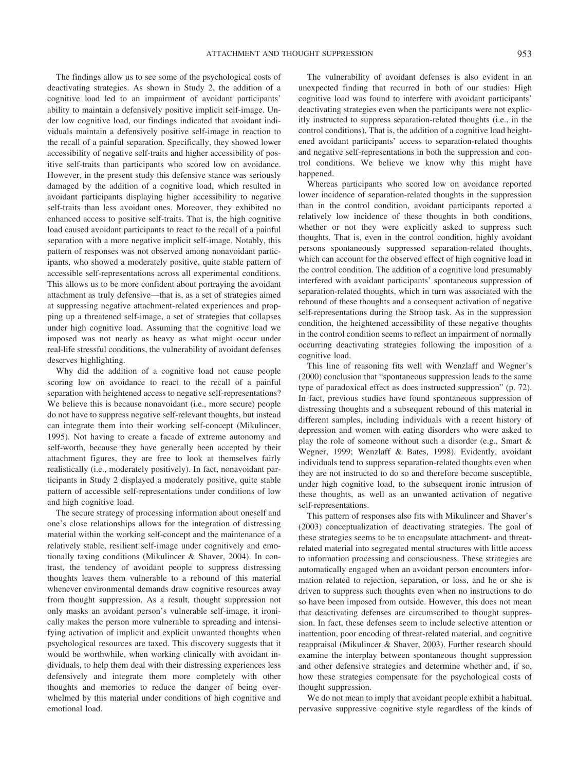The findings allow us to see some of the psychological costs of deactivating strategies. As shown in Study 2, the addition of a cognitive load led to an impairment of avoidant participants' ability to maintain a defensively positive implicit self-image. Under low cognitive load, our findings indicated that avoidant individuals maintain a defensively positive self-image in reaction to the recall of a painful separation. Specifically, they showed lower accessibility of negative self-traits and higher accessibility of positive self-traits than participants who scored low on avoidance. However, in the present study this defensive stance was seriously damaged by the addition of a cognitive load, which resulted in avoidant participants displaying higher accessibility to negative self-traits than less avoidant ones. Moreover, they exhibited no enhanced access to positive self-traits. That is, the high cognitive load caused avoidant participants to react to the recall of a painful separation with a more negative implicit self-image. Notably, this pattern of responses was not observed among nonavoidant participants, who showed a moderately positive, quite stable pattern of accessible self-representations across all experimental conditions. This allows us to be more confident about portraying the avoidant attachment as truly defensive—that is, as a set of strategies aimed at suppressing negative attachment-related experiences and propping up a threatened self-image, a set of strategies that collapses under high cognitive load. Assuming that the cognitive load we imposed was not nearly as heavy as what might occur under real-life stressful conditions, the vulnerability of avoidant defenses deserves highlighting.

Why did the addition of a cognitive load not cause people scoring low on avoidance to react to the recall of a painful separation with heightened access to negative self-representations? We believe this is because nonavoidant (i.e., more secure) people do not have to suppress negative self-relevant thoughts, but instead can integrate them into their working self-concept (Mikulincer, 1995). Not having to create a facade of extreme autonomy and self-worth, because they have generally been accepted by their attachment figures, they are free to look at themselves fairly realistically (i.e., moderately positively). In fact, nonavoidant participants in Study 2 displayed a moderately positive, quite stable pattern of accessible self-representations under conditions of low and high cognitive load.

The secure strategy of processing information about oneself and one's close relationships allows for the integration of distressing material within the working self-concept and the maintenance of a relatively stable, resilient self-image under cognitively and emotionally taxing conditions (Mikulincer & Shaver, 2004). In contrast, the tendency of avoidant people to suppress distressing thoughts leaves them vulnerable to a rebound of this material whenever environmental demands draw cognitive resources away from thought suppression. As a result, thought suppression not only masks an avoidant person's vulnerable self-image, it ironically makes the person more vulnerable to spreading and intensifying activation of implicit and explicit unwanted thoughts when psychological resources are taxed. This discovery suggests that it would be worthwhile, when working clinically with avoidant individuals, to help them deal with their distressing experiences less defensively and integrate them more completely with other thoughts and memories to reduce the danger of being overwhelmed by this material under conditions of high cognitive and emotional load.

The vulnerability of avoidant defenses is also evident in an unexpected finding that recurred in both of our studies: High cognitive load was found to interfere with avoidant participants' deactivating strategies even when the participants were not explicitly instructed to suppress separation-related thoughts (i.e., in the control conditions). That is, the addition of a cognitive load heightened avoidant participants' access to separation-related thoughts and negative self-representations in both the suppression and control conditions. We believe we know why this might have happened.

Whereas participants who scored low on avoidance reported lower incidence of separation-related thoughts in the suppression than in the control condition, avoidant participants reported a relatively low incidence of these thoughts in both conditions, whether or not they were explicitly asked to suppress such thoughts. That is, even in the control condition, highly avoidant persons spontaneously suppressed separation-related thoughts, which can account for the observed effect of high cognitive load in the control condition. The addition of a cognitive load presumably interfered with avoidant participants' spontaneous suppression of separation-related thoughts, which in turn was associated with the rebound of these thoughts and a consequent activation of negative self-representations during the Stroop task. As in the suppression condition, the heightened accessibility of these negative thoughts in the control condition seems to reflect an impairment of normally occurring deactivating strategies following the imposition of a cognitive load.

This line of reasoning fits well with Wenzlaff and Wegner's (2000) conclusion that "spontaneous suppression leads to the same type of paradoxical effect as does instructed suppression" (p. 72). In fact, previous studies have found spontaneous suppression of distressing thoughts and a subsequent rebound of this material in different samples, including individuals with a recent history of depression and women with eating disorders who were asked to play the role of someone without such a disorder (e.g., Smart & Wegner, 1999; Wenzlaff & Bates, 1998). Evidently, avoidant individuals tend to suppress separation-related thoughts even when they are not instructed to do so and therefore become susceptible, under high cognitive load, to the subsequent ironic intrusion of these thoughts, as well as an unwanted activation of negative self-representations.

This pattern of responses also fits with Mikulincer and Shaver's (2003) conceptualization of deactivating strategies. The goal of these strategies seems to be to encapsulate attachment- and threat-related material into segregated mental structures with little access to information processing and consciousness. These strategies are automatically engaged when an avoidant person encounters information related to rejection, separation, or loss, and he or she is driven to suppress such thoughts even when no instructions to do so have been imposed from outside. However, this does not mean that deactivating defenses are circumscribed to thought suppression. In fact, these defenses seem to include selective attention or inattention, poor encoding of threat-related material, and cognitive reappraisal (Mikulincer & Shaver, 2003). Further research should examine the interplay between spontaneous thought suppression and other defensive strategies and determine whether and, if so, how these strategies compensate for the psychological costs of thought suppression.

We do not mean to imply that avoidant people exhibit a habitual, pervasive suppressive cognitive style regardless of the kinds of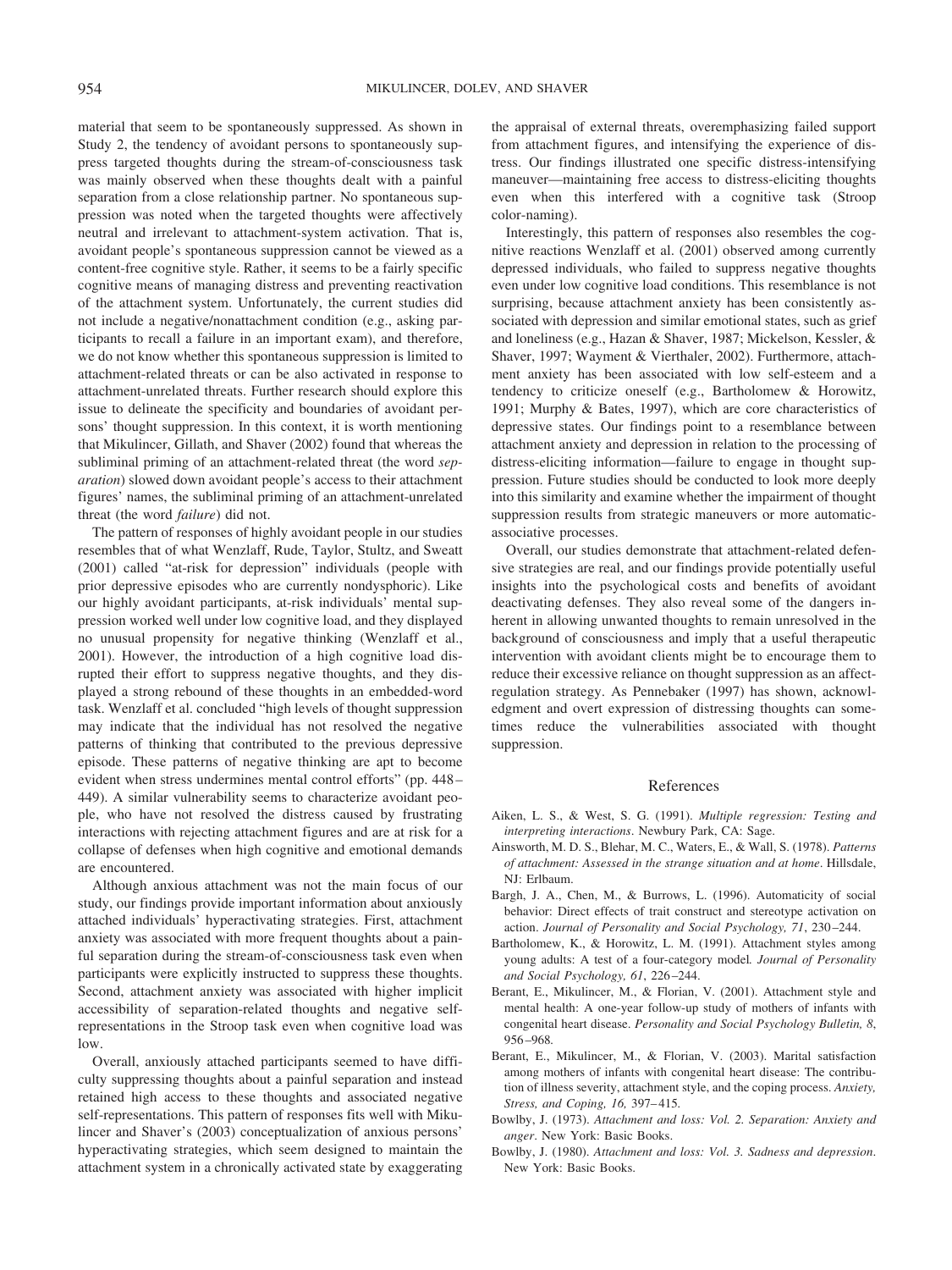material that seem to be spontaneously suppressed. As shown in Study 2, the tendency of avoidant persons to spontaneously suppress targeted thoughts during the stream-of-consciousness task was mainly observed when these thoughts dealt with a painful separation from a close relationship partner. No spontaneous suppression was noted when the targeted thoughts were affectively neutral and irrelevant to attachment-system activation. That is, avoidant people's spontaneous suppression cannot be viewed as a content-free cognitive style. Rather, it seems to be a fairly specific cognitive means of managing distress and preventing reactivation of the attachment system. Unfortunately, the current studies did not include a negative/nonattachment condition (e.g., asking participants to recall a failure in an important exam), and therefore, we do not know whether this spontaneous suppression is limited to attachment-related threats or can be also activated in response to attachment-unrelated threats. Further research should explore this issue to delineate the specificity and boundaries of avoidant persons' thought suppression. In this context, it is worth mentioning that Mikulincer, Gillath, and Shaver (2002) found that whereas the subliminal priming of an attachment-related threat (the word *separation*) slowed down avoidant people's access to their attachment figures' names, the subliminal priming of an attachment-unrelated threat (the word *failure*) did not.

The pattern of responses of highly avoidant people in our studies resembles that of what Wenzlaff, Rude, Taylor, Stultz, and Sweatt (2001) called "at-risk for depression" individuals (people with prior depressive episodes who are currently nondysphoric). Like our highly avoidant participants, at-risk individuals' mental suppression worked well under low cognitive load, and they displayed no unusual propensity for negative thinking (Wenzlaff et al., 2001). However, the introduction of a high cognitive load disrupted their effort to suppress negative thoughts, and they displayed a strong rebound of these thoughts in an embedded-word task. Wenzlaff et al. concluded "high levels of thought suppression may indicate that the individual has not resolved the negative patterns of thinking that contributed to the previous depressive episode. These patterns of negative thinking are apt to become evident when stress undermines mental control efforts" (pp. 448–449). A similar vulnerability seems to characterize avoidant people, who have not resolved the distress caused by frustrating interactions with rejecting attachment figures and are at risk for a collapse of defenses when high cognitive and emotional demands are encountered.

Although anxious attachment was not the main focus of our study, our findings provide important information about anxiously attached individuals' hyperactivating strategies. First, attachment anxiety was associated with more frequent thoughts about a painful separation during the stream-of-consciousness task even when participants were explicitly instructed to suppress these thoughts. Second, attachment anxiety was associated with higher implicit accessibility of separation-related thoughts and negative self-representations in the Stroop task even when cognitive load was low.

Overall, anxiously attached participants seemed to have difficulty suppressing thoughts about a painful separation and instead retained high access to these thoughts and associated negative self-representations. This pattern of responses fits well with Mikulincer and Shaver's (2003) conceptualization of anxious persons' hyperactivating strategies, which seem designed to maintain the attachment system in a chronically activated state by exaggerating the appraisal of external threats, overemphasizing failed support from attachment figures, and intensifying the experience of distress. Our findings illustrated one specific distress-intensifying maneuver—maintaining free access to distress-eliciting thoughts even when this interfered with a cognitive task (Stroop color-naming).

Interestingly, this pattern of responses also resembles the cognitive reactions Wenzlaff et al. (2001) observed among currently depressed individuals, who failed to suppress negative thoughts even under low cognitive load conditions. This resemblance is not surprising, because attachment anxiety has been consistently associated with depression and similar emotional states, such as grief and loneliness (e.g., Hazan & Shaver, 1987; Mickelson, Kessler, & Shaver, 1997; Wayment & Vierthaler, 2002). Furthermore, attachment anxiety has been associated with low self-esteem and a tendency to criticize oneself (e.g., Bartholomew & Horowitz, 1991; Murphy & Bates, 1997), which are core characteristics of depressive states. Our findings point to a resemblance between attachment anxiety and depression in relation to the processing of distress-eliciting information—failure to engage in thought suppression. Future studies should be conducted to look more deeply into this similarity and examine whether the impairment of thought suppression results from strategic maneuvers or more automatic-associative processes.

Overall, our studies demonstrate that attachment-related defensive strategies are real, and our findings provide potentially useful insights into the psychological costs and benefits of avoidant deactivating defenses. They also reveal some of the dangers inherent in allowing unwanted thoughts to remain unresolved in the background of consciousness and imply that a useful therapeutic intervention with avoidant clients might be to encourage them to reduce their excessive reliance on thought suppression as an affect-regulation strategy. As Pennebaker (1997) has shown, acknowledgment and overt expression of distressing thoughts can sometimes reduce the vulnerabilities associated with thought suppression.

## References

Aiken, L. S., & West, S. G. (1991). *Multiple regression: Testing and interpreting interactions*. Newbury Park, CA: Sage.

Ainsworth, M. D. S., Blehar, M. C., Waters, E., & Wall, S. (1978). *Patterns of attachment: Assessed in the strange situation and at home*. Hillsdale, NJ: Erlbaum.

Bargh, J. A., Chen, M., & Burrows, L. (1996). Automaticity of social behavior: Direct effects of trait construct and stereotype activation on action. *Journal of Personality and Social Psychology, 71*, 230–244.

Bartholomew, K., & Horowitz, L. M. (1991). Attachment styles among young adults: A test of a four-category model. *Journal of Personality and Social Psychology, 61*, 226–244.

Berant, E., Mikulincer, M., & Florian, V. (2001). Attachment style and mental health: A one-year follow-up study of mothers of infants with congenital heart disease. *Personality and Social Psychology Bulletin, 8*, 956–968.

Berant, E., Mikulincer, M., & Florian, V. (2003). Marital satisfaction among mothers of infants with congenital heart disease: The contribution of illness severity, attachment style, and the coping process. *Anxiety, Stress, and Coping, 16,* 397–415.

Bowlby, J. (1973). *Attachment and loss: Vol. 2. Separation: Anxiety and anger*. New York: Basic Books.

Bowlby, J. (1980). *Attachment and loss: Vol. 3. Sadness and depression*. New York: Basic Books.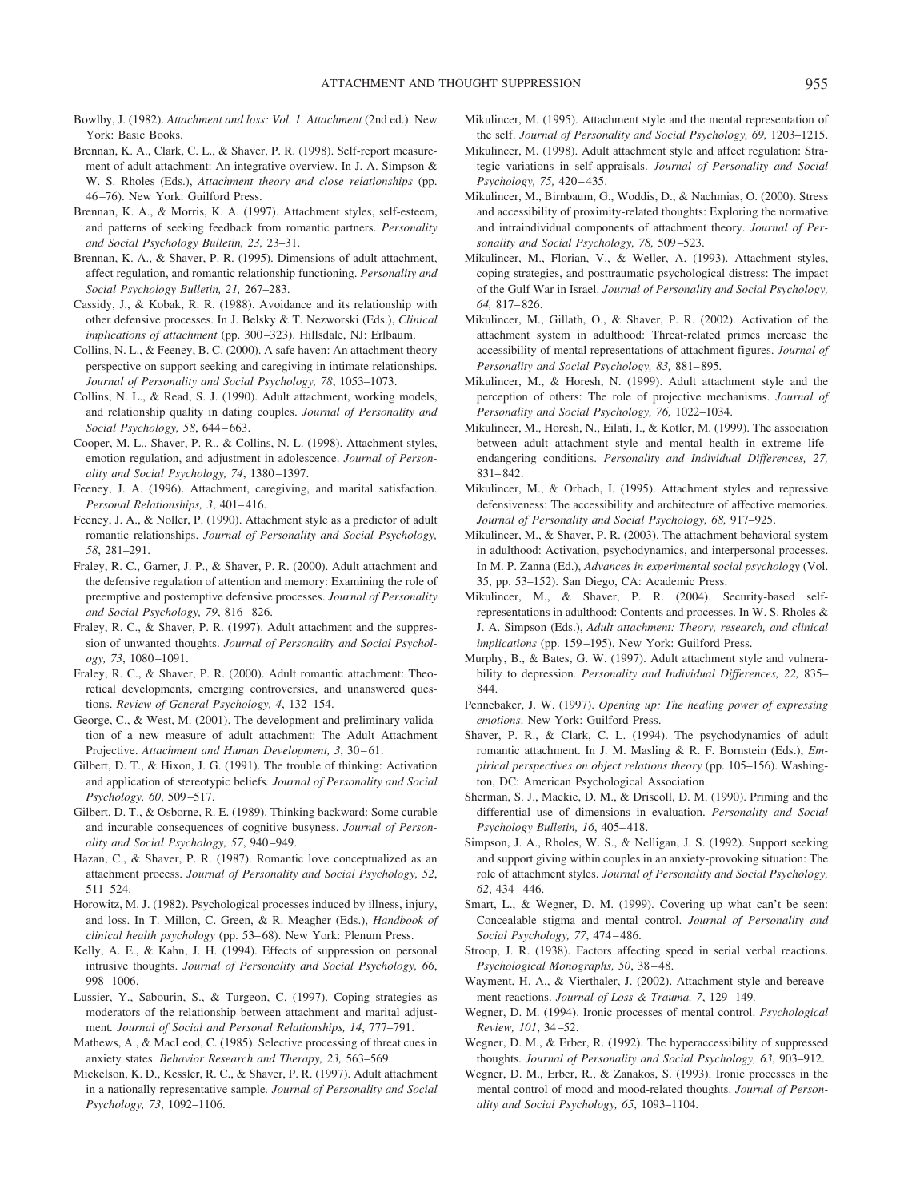Bowlby, J. (1982). *Attachment and loss: Vol. 1. Attachment* (2nd ed.). New York: Basic Books.

Brennan, K. A., Clark, C. L., & Shaver, P. R. (1998). Self-report measurement of adult attachment: An integrative overview. In J. A. Simpson & W. S. Rholes (Eds.), *Attachment theory and close relationships* (pp. 46–76). New York: Guilford Press.

Brennan, K. A., & Morris, K. A. (1997). Attachment styles, self-esteem, and patterns of seeking feedback from romantic partners. *Personality and Social Psychology Bulletin, 23,* 23–31.

Brennan, K. A., & Shaver, P. R. (1995). Dimensions of adult attachment, affect regulation, and romantic relationship functioning. *Personality and Social Psychology Bulletin, 21,* 267–283.

Cassidy, J., & Kobak, R. R. (1988). Avoidance and its relationship with other defensive processes. In J. Belsky & T. Nezworski (Eds.), *Clinical implications of attachment* (pp. 300–323). Hillsdale, NJ: Erlbaum.

Collins, N. L., & Feeney, B. C. (2000). A safe haven: An attachment theory perspective on support seeking and caregiving in intimate relationships. *Journal of Personality and Social Psychology, 78*, 1053–1073.

Collins, N. L., & Read, S. J. (1990). Adult attachment, working models, and relationship quality in dating couples. *Journal of Personality and Social Psychology, 58*, 644–663.

Cooper, M. L., Shaver, P. R., & Collins, N. L. (1998). Attachment styles, emotion regulation, and adjustment in adolescence. *Journal of Personality and Social Psychology, 74*, 1380–1397.

Feeney, J. A. (1996). Attachment, caregiving, and marital satisfaction. *Personal Relationships, 3*, 401–416.

Feeney, J. A., & Noller, P. (1990). Attachment style as a predictor of adult romantic relationships. *Journal of Personality and Social Psychology, 58*, 281–291.

Fraley, R. C., Garner, J. P., & Shaver, P. R. (2000). Adult attachment and the defensive regulation of attention and memory: Examining the role of preemptive and postemptive defensive processes. *Journal of Personality and Social Psychology, 79*, 816–826.

Fraley, R. C., & Shaver, P. R. (1997). Adult attachment and the suppression of unwanted thoughts. *Journal of Personality and Social Psychology, 73*, 1080–1091.

Fraley, R. C., & Shaver, P. R. (2000). Adult romantic attachment: Theoretical developments, emerging controversies, and unanswered questions. *Review of General Psychology, 4*, 132–154.

George, C., & West, M. (2001). The development and preliminary validation of a new measure of adult attachment: The Adult Attachment Projective. *Attachment and Human Development, 3*, 30–61.

Gilbert, D. T., & Hixon, J. G. (1991). The trouble of thinking: Activation and application of stereotypic beliefs*. Journal of Personality and Social Psychology, 60*, 509–517.

Gilbert, D. T., & Osborne, R. E. (1989). Thinking backward: Some curable and incurable consequences of cognitive busyness. *Journal of Personality and Social Psychology, 57*, 940–949.

Hazan, C., & Shaver, P. R. (1987). Romantic love conceptualized as an attachment process. *Journal of Personality and Social Psychology, 52*, 511–524.

Horowitz, M. J. (1982). Psychological processes induced by illness, injury, and loss. In T. Millon, C. Green, & R. Meagher (Eds.), *Handbook of clinical health psychology* (pp. 53–68). New York: Plenum Press.

Kelly, A. E., & Kahn, J. H. (1994). Effects of suppression on personal intrusive thoughts. *Journal of Personality and Social Psychology, 66*, 998–1006.

Lussier, Y., Sabourin, S., & Turgeon, C. (1997). Coping strategies as moderators of the relationship between attachment and marital adjustment*. Journal of Social and Personal Relationships, 14*, 777–791.

Mathews, A., & MacLeod, C. (1985). Selective processing of threat cues in anxiety states. *Behavior Research and Therapy, 23,* 563–569.

Mickelson, K. D., Kessler, R. C., & Shaver, P. R. (1997). Adult attachment in a nationally representative sample*. Journal of Personality and Social Psychology, 73*, 1092–1106.

Mikulincer, M. (1995). Attachment style and the mental representation of the self. *Journal of Personality and Social Psychology, 69,* 1203–1215.

Mikulincer, M. (1998). Adult attachment style and affect regulation: Strategic variations in self-appraisals. *Journal of Personality and Social Psychology, 75,* 420–435.

Mikulincer, M., Birnbaum, G., Woddis, D., & Nachmias, O. (2000). Stress and accessibility of proximity-related thoughts: Exploring the normative and intraindividual components of attachment theory. *Journal of Personality and Social Psychology, 78,* 509–523.

Mikulincer, M., Florian, V., & Weller, A. (1993). Attachment styles, coping strategies, and posttraumatic psychological distress: The impact of the Gulf War in Israel. *Journal of Personality and Social Psychology, 64,* 817–826.

Mikulincer, M., Gillath, O., & Shaver, P. R. (2002). Activation of the attachment system in adulthood: Threat-related primes increase the accessibility of mental representations of attachment figures. *Journal of Personality and Social Psychology, 83,* 881–895.

Mikulincer, M., & Horesh, N. (1999). Adult attachment style and the perception of others: The role of projective mechanisms. *Journal of Personality and Social Psychology, 76,* 1022–1034.

Mikulincer, M., Horesh, N., Eilati, I., & Kotler, M. (1999). The association between adult attachment style and mental health in extreme life-endangering conditions. *Personality and Individual Differences, 27,* 831–842.

Mikulincer, M., & Orbach, I. (1995). Attachment styles and repressive defensiveness: The accessibility and architecture of affective memories. *Journal of Personality and Social Psychology, 68,* 917–925.

Mikulincer, M., & Shaver, P. R. (2003). The attachment behavioral system in adulthood: Activation, psychodynamics, and interpersonal processes. In M. P. Zanna (Ed.), *Advances in experimental social psychology* (Vol. 35, pp. 53–152). San Diego, CA: Academic Press.

Mikulincer, M., & Shaver, P. R. (2004). Security-based self-representations in adulthood: Contents and processes. In W. S. Rholes & J. A. Simpson (Eds.), *Adult attachment: Theory, research, and clinical implications* (pp. 159–195). New York: Guilford Press.

Murphy, B., & Bates, G. W. (1997). Adult attachment style and vulnerability to depression*. Personality and Individual Differences, 22,* 835–844.

Pennebaker, J. W. (1997). *Opening up: The healing power of expressing emotions*. New York: Guilford Press.

Shaver, P. R., & Clark, C. L. (1994). The psychodynamics of adult romantic attachment. In J. M. Masling & R. F. Bornstein (Eds.), *Empirical perspectives on object relations theory* (pp. 105–156). Washington, DC: American Psychological Association.

Sherman, S. J., Mackie, D. M., & Driscoll, D. M. (1990). Priming and the differential use of dimensions in evaluation. *Personality and Social Psychology Bulletin, 16*, 405–418.

Simpson, J. A., Rholes, W. S., & Nelligan, J. S. (1992). Support seeking and support giving within couples in an anxiety-provoking situation: The role of attachment styles. *Journal of Personality and Social Psychology, 62*, 434–446.

Smart, L., & Wegner, D. M. (1999). Covering up what can't be seen: Concealable stigma and mental control. *Journal of Personality and Social Psychology, 77*, 474–486.

Stroop, J. R. (1938). Factors affecting speed in serial verbal reactions. *Psychological Monographs, 50*, 38–48.

Wayment, H. A., & Vierthaler, J. (2002). Attachment style and bereavement reactions. *Journal of Loss & Trauma, 7*, 129–149.

Wegner, D. M. (1994). Ironic processes of mental control. *Psychological Review, 101*, 34–52.

Wegner, D. M., & Erber, R. (1992). The hyperaccessibility of suppressed thoughts. *Journal of Personality and Social Psychology, 63*, 903–912.

Wegner, D. M., Erber, R., & Zanakos, S. (1993). Ironic processes in the mental control of mood and mood-related thoughts. *Journal of Personality and Social Psychology, 65*, 1093–1104.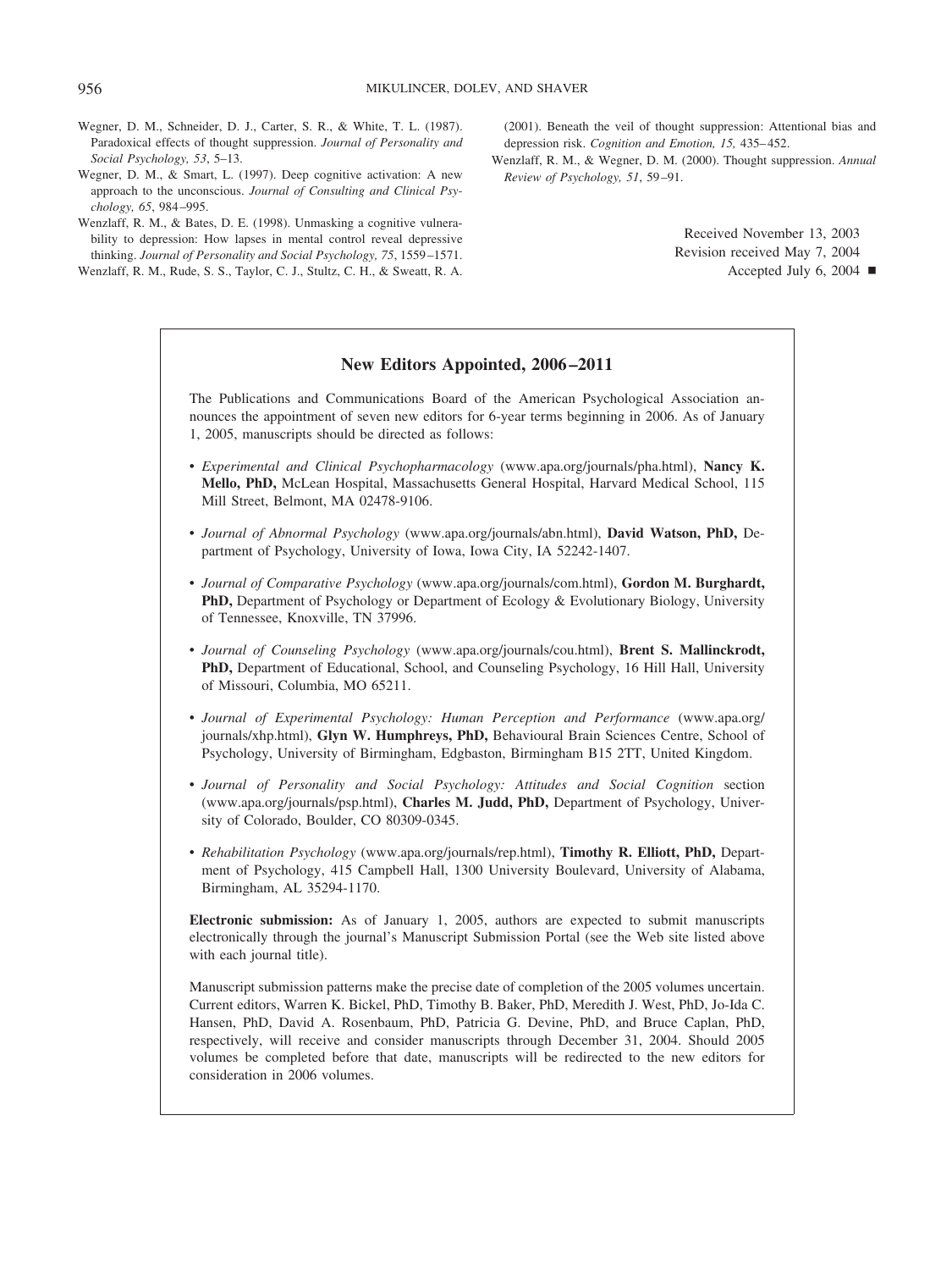Wegner, D. M., Schneider, D. J., Carter, S. R., & White, T. L. (1987). Paradoxical effects of thought suppression. *Journal of Personality and Social Psychology, 53*, 5–13.

Wegner, D. M., & Smart, L. (1997). Deep cognitive activation: A new approach to the unconscious. *Journal of Consulting and Clinical Psychology, 65*, 984–995.

Wenzlaff, R. M., & Bates, D. E. (1998). Unmasking a cognitive vulnerability to depression: How lapses in mental control reveal depressive thinking. *Journal of Personality and Social Psychology, 75*, 1559–1571.

Wenzlaff, R. M., Rude, S. S., Taylor, C. J., Stultz, C. H., & Sweatt, R. A. (2001). Beneath the veil of thought suppression: Attentional bias and depression risk. *Cognition and Emotion, 15,* 435–452.

Wenzlaff, R. M., & Wegner, D. M. (2000). Thought suppression. *Annual Review of Psychology, 51*, 59–91.

Received November 13, 2003
Revision received May 7, 2004
Accepted July 6, 2004 ■

## New Editors Appointed, 2006–2011

The Publications and Communications Board of the American Psychological Association announces the appointment of seven new editors for 6-year terms beginning in 2006. As of January 1, 2005, manuscripts should be directed as follows:

- *Experimental and Clinical Psychopharmacology* (www.apa.org/journals/pha.html), **Nancy K. Mello, PhD,** McLean Hospital, Massachusetts General Hospital, Harvard Medical School, 115 Mill Street, Belmont, MA 02478-9106.
- *Journal of Abnormal Psychology* (www.apa.org/journals/abn.html), **David Watson, PhD,** Department of Psychology, University of Iowa, Iowa City, IA 52242-1407.
- *Journal of Comparative Psychology* (www.apa.org/journals/com.html), **Gordon M. Burghardt, PhD,** Department of Psychology or Department of Ecology & Evolutionary Biology, University of Tennessee, Knoxville, TN 37996.
- *Journal of Counseling Psychology* (www.apa.org/journals/cou.html), **Brent S. Mallinckrodt, PhD,** Department of Educational, School, and Counseling Psychology, 16 Hill Hall, University of Missouri, Columbia, MO 65211.
- *Journal of Experimental Psychology: Human Perception and Performance* (www.apa.org/journals/xhp.html), **Glyn W. Humphreys, PhD,** Behavioural Brain Sciences Centre, School of Psychology, University of Birmingham, Edgbaston, Birmingham B15 2TT, United Kingdom.
- *Journal of Personality and Social Psychology: Attitudes and Social Cognition* section (www.apa.org/journals/psp.html), **Charles M. Judd, PhD,** Department of Psychology, University of Colorado, Boulder, CO 80309-0345.
- *Rehabilitation Psychology* (www.apa.org/journals/rep.html), **Timothy R. Elliott, PhD,** Department of Psychology, 415 Campbell Hall, 1300 University Boulevard, University of Alabama, Birmingham, AL 35294-1170.

**Electronic submission:** As of January 1, 2005, authors are expected to submit manuscripts electronically through the journal's Manuscript Submission Portal (see the Web site listed above with each journal title).

Manuscript submission patterns make the precise date of completion of the 2005 volumes uncertain. Current editors, Warren K. Bickel, PhD, Timothy B. Baker, PhD, Meredith J. West, PhD, Jo-Ida C. Hansen, PhD, David A. Rosenbaum, PhD, Patricia G. Devine, PhD, and Bruce Caplan, PhD, respectively, will receive and consider manuscripts through December 31, 2004. Should 2005 volumes be completed before that date, manuscripts will be redirected to the new editors for consideration in 2006 volumes.